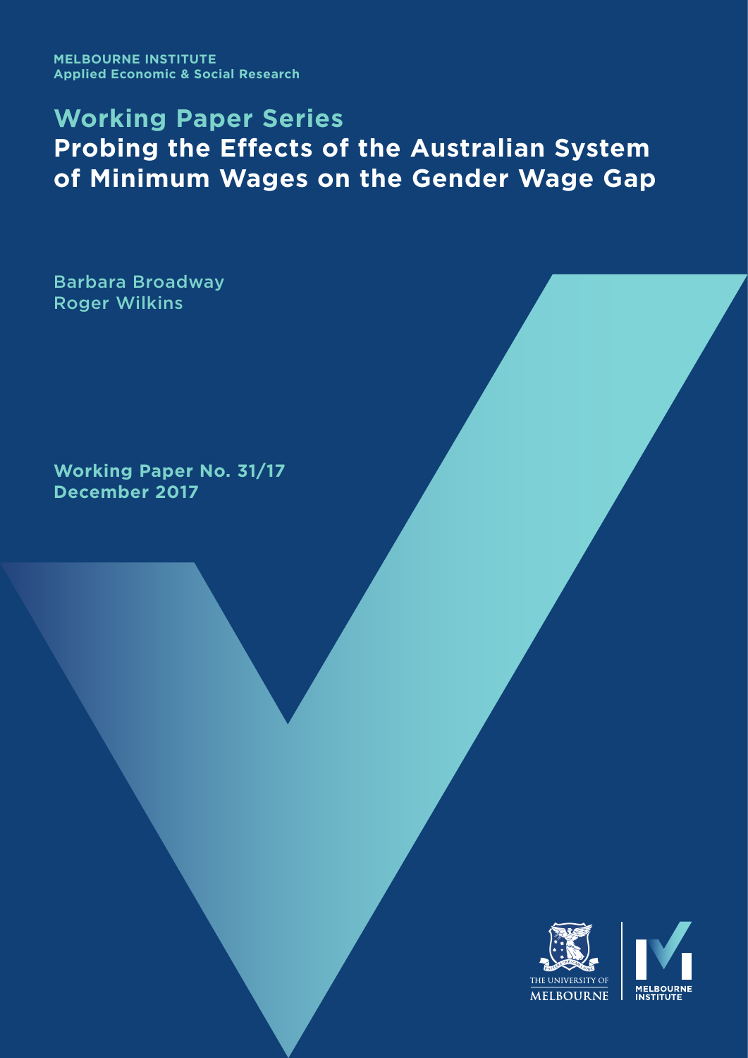MELBOURNE INSTITUTE
Applied Economic & Social Research

# Working Paper Series
# Probing the Effects of the Australian System of Minimum Wages on the Gender Wage Gap

Barbara Broadway
Roger Wilkins

**Working Paper No. 31/17**
**December 2017**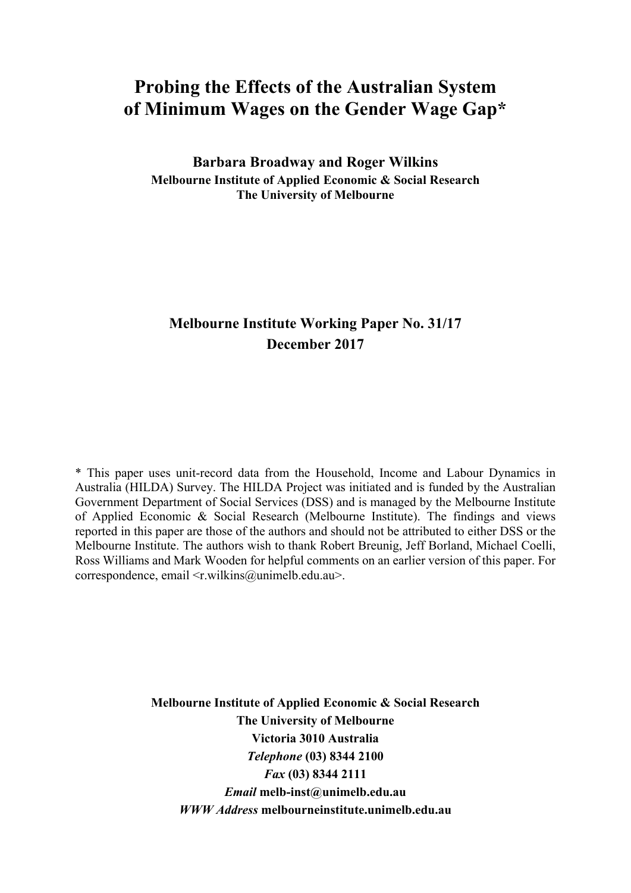# Probing the Effects of the Australian System of Minimum Wages on the Gender Wage Gap*

**Barbara Broadway and Roger Wilkins**
**Melbourne Institute of Applied Economic & Social Research**
**The University of Melbourne**

**Melbourne Institute Working Paper No. 31/17**
**December 2017**

\* This paper uses unit-record data from the Household, Income and Labour Dynamics in Australia (HILDA) Survey. The HILDA Project was initiated and is funded by the Australian Government Department of Social Services (DSS) and is managed by the Melbourne Institute of Applied Economic & Social Research (Melbourne Institute). The findings and views reported in this paper are those of the authors and should not be attributed to either DSS or the Melbourne Institute. The authors wish to thank Robert Breunig, Jeff Borland, Michael Coelli, Ross Williams and Mark Wooden for helpful comments on an earlier version of this paper. For correspondence, email <r.wilkins@unimelb.edu.au>.

**Melbourne Institute of Applied Economic & Social Research**
**The University of Melbourne**
**Victoria 3010 Australia**
***Telephone* (03) 8344 2100**
***Fax* (03) 8344 2111**
***Email* melb-inst@unimelb.edu.au**
***WWW Address* melbourneinstitute.unimelb.edu.au**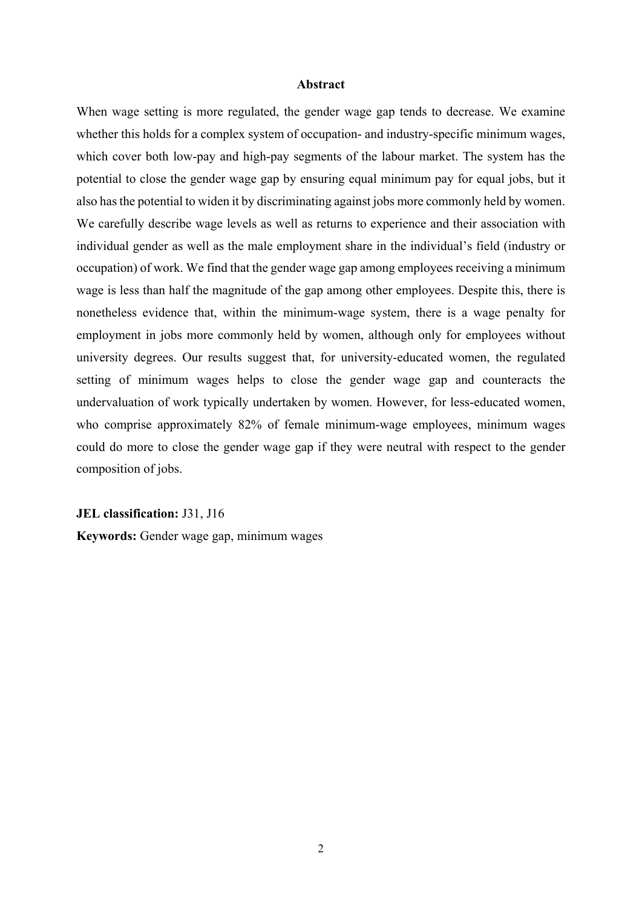**Abstract**

When wage setting is more regulated, the gender wage gap tends to decrease. We examine whether this holds for a complex system of occupation- and industry-specific minimum wages, which cover both low-pay and high-pay segments of the labour market. The system has the potential to close the gender wage gap by ensuring equal minimum pay for equal jobs, but it also has the potential to widen it by discriminating against jobs more commonly held by women. We carefully describe wage levels as well as returns to experience and their association with individual gender as well as the male employment share in the individual's field (industry or occupation) of work. We find that the gender wage gap among employees receiving a minimum wage is less than half the magnitude of the gap among other employees. Despite this, there is nonetheless evidence that, within the minimum-wage system, there is a wage penalty for employment in jobs more commonly held by women, although only for employees without university degrees. Our results suggest that, for university-educated women, the regulated setting of minimum wages helps to close the gender wage gap and counteracts the undervaluation of work typically undertaken by women. However, for less-educated women, who comprise approximately 82% of female minimum-wage employees, minimum wages could do more to close the gender wage gap if they were neutral with respect to the gender composition of jobs.

**JEL classification:** J31, J16

**Keywords:** Gender wage gap, minimum wages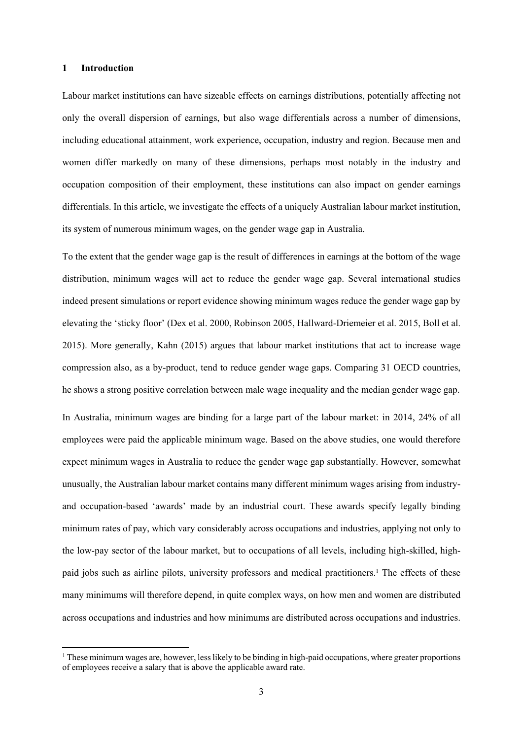## 1 Introduction

Labour market institutions can have sizeable effects on earnings distributions, potentially affecting not only the overall dispersion of earnings, but also wage differentials across a number of dimensions, including educational attainment, work experience, occupation, industry and region. Because men and women differ markedly on many of these dimensions, perhaps most notably in the industry and occupation composition of their employment, these institutions can also impact on gender earnings differentials. In this article, we investigate the effects of a uniquely Australian labour market institution, its system of numerous minimum wages, on the gender wage gap in Australia.

To the extent that the gender wage gap is the result of differences in earnings at the bottom of the wage distribution, minimum wages will act to reduce the gender wage gap. Several international studies indeed present simulations or report evidence showing minimum wages reduce the gender wage gap by elevating the 'sticky floor' (Dex et al. 2000, Robinson 2005, Hallward-Driemeier et al. 2015, Boll et al. 2015). More generally, Kahn (2015) argues that labour market institutions that act to increase wage compression also, as a by-product, tend to reduce gender wage gaps. Comparing 31 OECD countries, he shows a strong positive correlation between male wage inequality and the median gender wage gap.

In Australia, minimum wages are binding for a large part of the labour market: in 2014, 24% of all employees were paid the applicable minimum wage. Based on the above studies, one would therefore expect minimum wages in Australia to reduce the gender wage gap substantially. However, somewhat unusually, the Australian labour market contains many different minimum wages arising from industry- and occupation-based 'awards' made by an industrial court. These awards specify legally binding minimum rates of pay, which vary considerably across occupations and industries, applying not only to the low-pay sector of the labour market, but to occupations of all levels, including high-skilled, high-paid jobs such as airline pilots, university professors and medical practitioners.[1] The effects of these many minimums will therefore depend, in quite complex ways, on how men and women are distributed across occupations and industries and how minimums are distributed across occupations and industries.

[1] These minimum wages are, however, less likely to be binding in high-paid occupations, where greater proportions of employees receive a salary that is above the applicable award rate.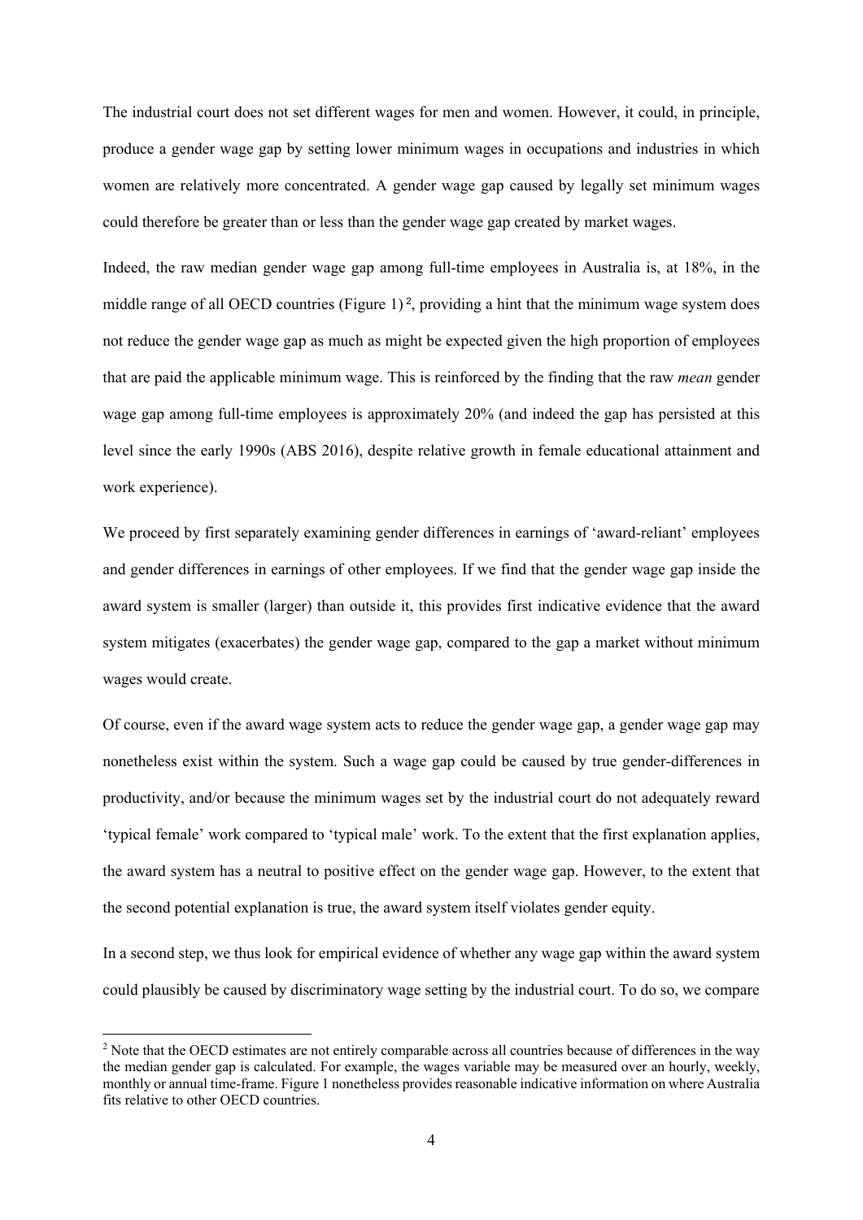The industrial court does not set different wages for men and women. However, it could, in principle, produce a gender wage gap by setting lower minimum wages in occupations and industries in which women are relatively more concentrated. A gender wage gap caused by legally set minimum wages could therefore be greater than or less than the gender wage gap created by market wages.

Indeed, the raw median gender wage gap among full-time employees in Australia is, at 18%, in the middle range of all OECD countries (Figure 1) [2], providing a hint that the minimum wage system does not reduce the gender wage gap as much as might be expected given the high proportion of employees that are paid the applicable minimum wage. This is reinforced by the finding that the raw *mean* gender wage gap among full-time employees is approximately 20% (and indeed the gap has persisted at this level since the early 1990s (ABS 2016), despite relative growth in female educational attainment and work experience).

We proceed by first separately examining gender differences in earnings of 'award-reliant' employees and gender differences in earnings of other employees. If we find that the gender wage gap inside the award system is smaller (larger) than outside it, this provides first indicative evidence that the award system mitigates (exacerbates) the gender wage gap, compared to the gap a market without minimum wages would create.

Of course, even if the award wage system acts to reduce the gender wage gap, a gender wage gap may nonetheless exist within the system. Such a wage gap could be caused by true gender-differences in productivity, and/or because the minimum wages set by the industrial court do not adequately reward 'typical female' work compared to 'typical male' work. To the extent that the first explanation applies, the award system has a neutral to positive effect on the gender wage gap. However, to the extent that the second potential explanation is true, the award system itself violates gender equity.

In a second step, we thus look for empirical evidence of whether any wage gap within the award system could plausibly be caused by discriminatory wage setting by the industrial court. To do so, we compare

[2] Note that the OECD estimates are not entirely comparable across all countries because of differences in the way the median gender gap is calculated. For example, the wages variable may be measured over an hourly, weekly, monthly or annual time-frame. Figure 1 nonetheless provides reasonable indicative information on where Australia fits relative to other OECD countries.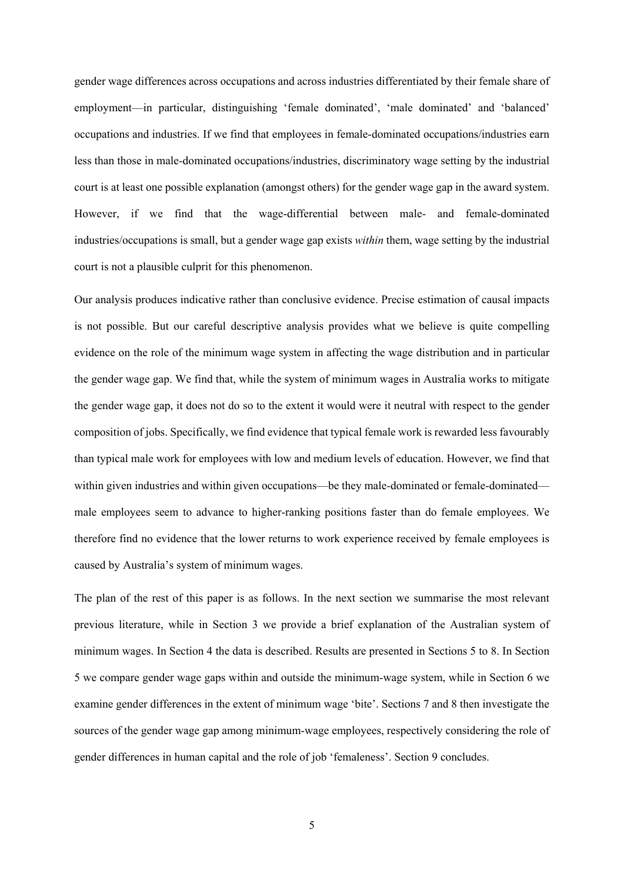gender wage differences across occupations and across industries differentiated by their female share of employment—in particular, distinguishing 'female dominated', 'male dominated' and 'balanced' occupations and industries. If we find that employees in female-dominated occupations/industries earn less than those in male-dominated occupations/industries, discriminatory wage setting by the industrial court is at least one possible explanation (amongst others) for the gender wage gap in the award system. However, if we find that the wage-differential between male- and female-dominated industries/occupations is small, but a gender wage gap exists *within* them, wage setting by the industrial court is not a plausible culprit for this phenomenon.

Our analysis produces indicative rather than conclusive evidence. Precise estimation of causal impacts is not possible. But our careful descriptive analysis provides what we believe is quite compelling evidence on the role of the minimum wage system in affecting the wage distribution and in particular the gender wage gap. We find that, while the system of minimum wages in Australia works to mitigate the gender wage gap, it does not do so to the extent it would were it neutral with respect to the gender composition of jobs. Specifically, we find evidence that typical female work is rewarded less favourably than typical male work for employees with low and medium levels of education. However, we find that within given industries and within given occupations—be they male-dominated or female-dominated—male employees seem to advance to higher-ranking positions faster than do female employees. We therefore find no evidence that the lower returns to work experience received by female employees is caused by Australia's system of minimum wages.

The plan of the rest of this paper is as follows. In the next section we summarise the most relevant previous literature, while in Section 3 we provide a brief explanation of the Australian system of minimum wages. In Section 4 the data is described. Results are presented in Sections 5 to 8. In Section 5 we compare gender wage gaps within and outside the minimum-wage system, while in Section 6 we examine gender differences in the extent of minimum wage 'bite'. Sections 7 and 8 then investigate the sources of the gender wage gap among minimum-wage employees, respectively considering the role of gender differences in human capital and the role of job 'femaleness'. Section 9 concludes.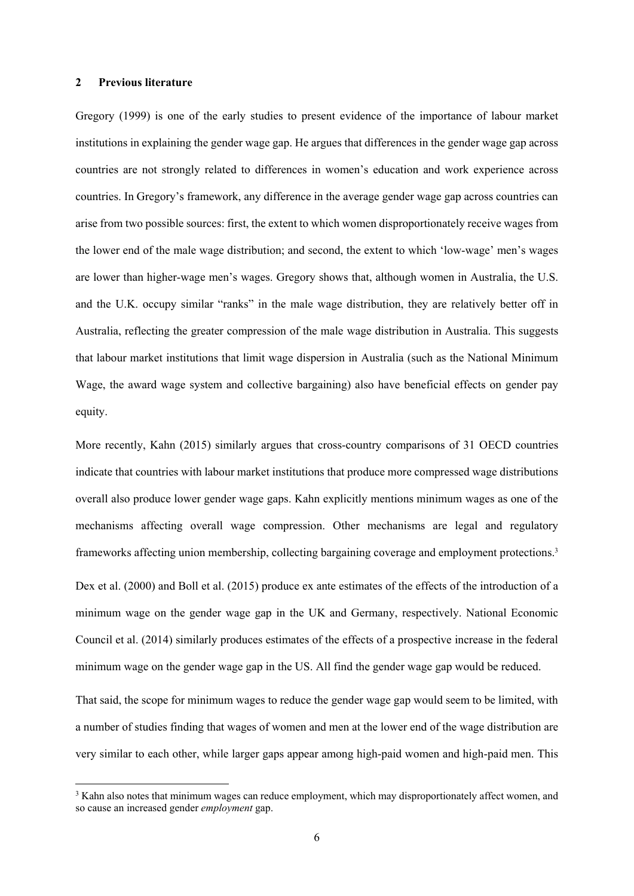## 2 Previous literature

Gregory (1999) is one of the early studies to present evidence of the importance of labour market institutions in explaining the gender wage gap. He argues that differences in the gender wage gap across countries are not strongly related to differences in women's education and work experience across countries. In Gregory's framework, any difference in the average gender wage gap across countries can arise from two possible sources: first, the extent to which women disproportionately receive wages from the lower end of the male wage distribution; and second, the extent to which 'low-wage' men's wages are lower than higher-wage men's wages. Gregory shows that, although women in Australia, the U.S. and the U.K. occupy similar "ranks" in the male wage distribution, they are relatively better off in Australia, reflecting the greater compression of the male wage distribution in Australia. This suggests that labour market institutions that limit wage dispersion in Australia (such as the National Minimum Wage, the award wage system and collective bargaining) also have beneficial effects on gender pay equity.

More recently, Kahn (2015) similarly argues that cross-country comparisons of 31 OECD countries indicate that countries with labour market institutions that produce more compressed wage distributions overall also produce lower gender wage gaps. Kahn explicitly mentions minimum wages as one of the mechanisms affecting overall wage compression. Other mechanisms are legal and regulatory frameworks affecting union membership, collecting bargaining coverage and employment protections.[3]

Dex et al. (2000) and Boll et al. (2015) produce ex ante estimates of the effects of the introduction of a minimum wage on the gender wage gap in the UK and Germany, respectively. National Economic Council et al. (2014) similarly produces estimates of the effects of a prospective increase in the federal minimum wage on the gender wage gap in the US. All find the gender wage gap would be reduced.

That said, the scope for minimum wages to reduce the gender wage gap would seem to be limited, with a number of studies finding that wages of women and men at the lower end of the wage distribution are very similar to each other, while larger gaps appear among high-paid women and high-paid men. This

[3] Kahn also notes that minimum wages can reduce employment, which may disproportionately affect women, and so cause an increased gender *employment* gap.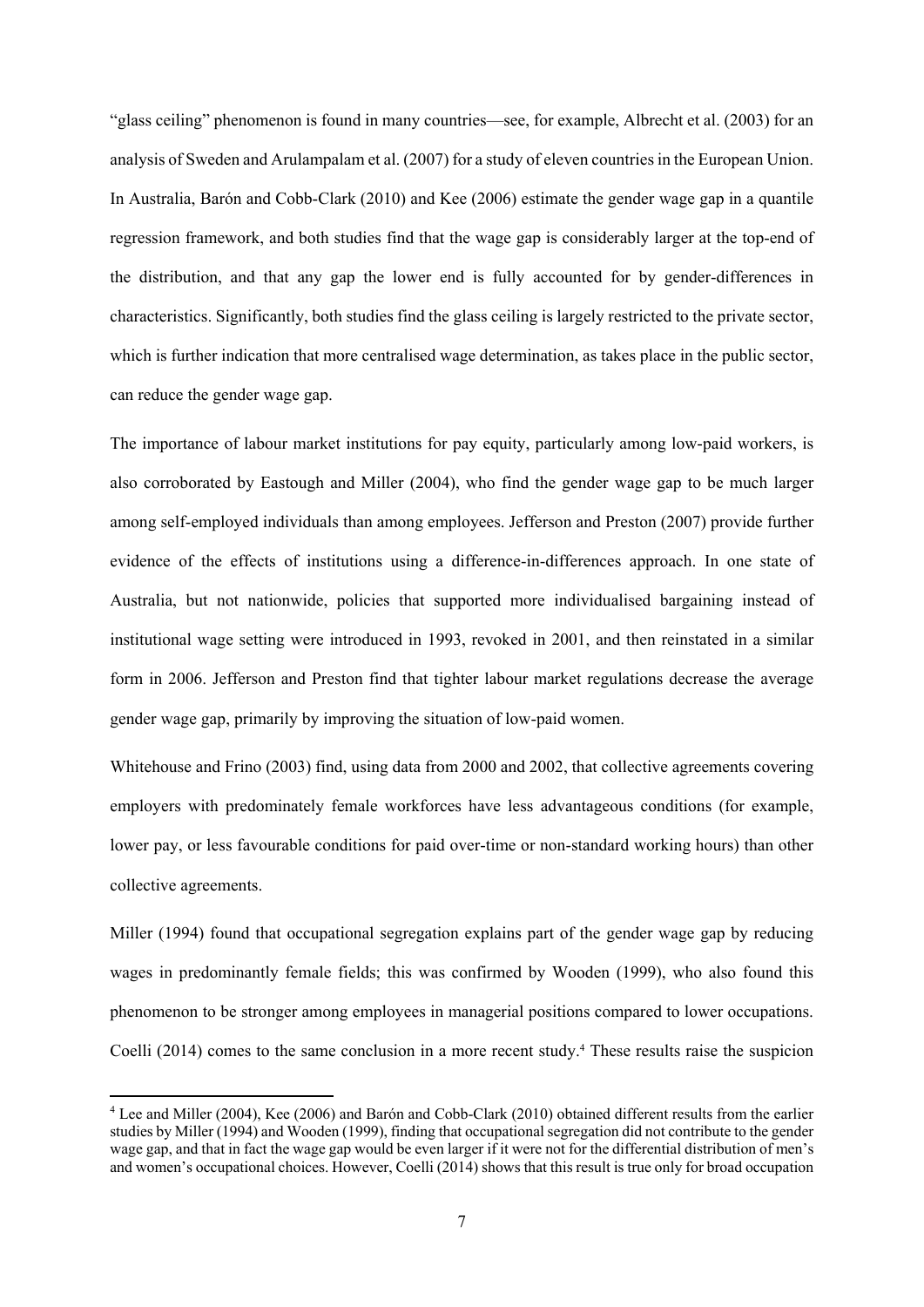"glass ceiling" phenomenon is found in many countries—see, for example, Albrecht et al. (2003) for an analysis of Sweden and Arulampalam et al. (2007) for a study of eleven countries in the European Union. In Australia, Barón and Cobb-Clark (2010) and Kee (2006) estimate the gender wage gap in a quantile regression framework, and both studies find that the wage gap is considerably larger at the top-end of the distribution, and that any gap the lower end is fully accounted for by gender-differences in characteristics. Significantly, both studies find the glass ceiling is largely restricted to the private sector, which is further indication that more centralised wage determination, as takes place in the public sector, can reduce the gender wage gap.

The importance of labour market institutions for pay equity, particularly among low-paid workers, is also corroborated by Eastough and Miller (2004), who find the gender wage gap to be much larger among self-employed individuals than among employees. Jefferson and Preston (2007) provide further evidence of the effects of institutions using a difference-in-differences approach. In one state of Australia, but not nationwide, policies that supported more individualised bargaining instead of institutional wage setting were introduced in 1993, revoked in 2001, and then reinstated in a similar form in 2006. Jefferson and Preston find that tighter labour market regulations decrease the average gender wage gap, primarily by improving the situation of low-paid women.

Whitehouse and Frino (2003) find, using data from 2000 and 2002, that collective agreements covering employers with predominately female workforces have less advantageous conditions (for example, lower pay, or less favourable conditions for paid over-time or non-standard working hours) than other collective agreements.

Miller (1994) found that occupational segregation explains part of the gender wage gap by reducing wages in predominantly female fields; this was confirmed by Wooden (1999), who also found this phenomenon to be stronger among employees in managerial positions compared to lower occupations. Coelli (2014) comes to the same conclusion in a more recent study.[4] These results raise the suspicion

[4] Lee and Miller (2004), Kee (2006) and Barón and Cobb-Clark (2010) obtained different results from the earlier studies by Miller (1994) and Wooden (1999), finding that occupational segregation did not contribute to the gender wage gap, and that in fact the wage gap would be even larger if it were not for the differential distribution of men's and women's occupational choices. However, Coelli (2014) shows that this result is true only for broad occupation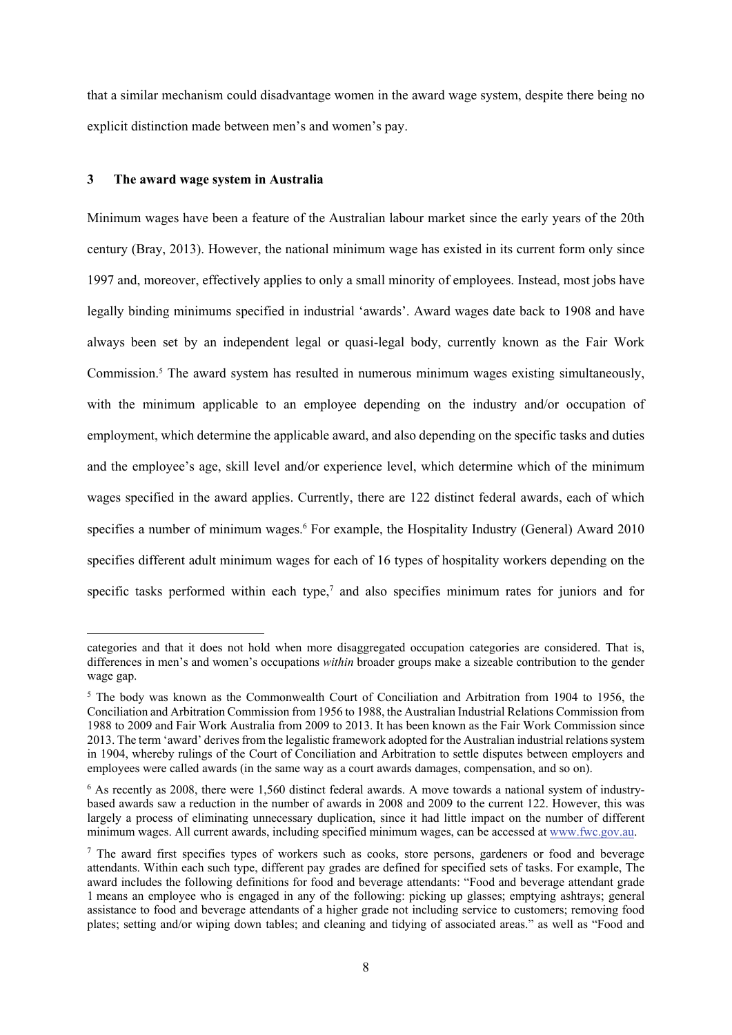that a similar mechanism could disadvantage women in the award wage system, despite there being no explicit distinction made between men's and women's pay.

## 3 The award wage system in Australia

Minimum wages have been a feature of the Australian labour market since the early years of the 20th century (Bray, 2013). However, the national minimum wage has existed in its current form only since 1997 and, moreover, effectively applies to only a small minority of employees. Instead, most jobs have legally binding minimums specified in industrial 'awards'. Award wages date back to 1908 and have always been set by an independent legal or quasi-legal body, currently known as the Fair Work Commission.[5] The award system has resulted in numerous minimum wages existing simultaneously, with the minimum applicable to an employee depending on the industry and/or occupation of employment, which determine the applicable award, and also depending on the specific tasks and duties and the employee's age, skill level and/or experience level, which determine which of the minimum wages specified in the award applies. Currently, there are 122 distinct federal awards, each of which specifies a number of minimum wages.[6] For example, the Hospitality Industry (General) Award 2010 specifies different adult minimum wages for each of 16 types of hospitality workers depending on the specific tasks performed within each type,[7] and also specifies minimum rates for juniors and for

---

categories and that it does not hold when more disaggregated occupation categories are considered. That is, differences in men's and women's occupations *within* broader groups make a sizeable contribution to the gender wage gap.

[5] The body was known as the Commonwealth Court of Conciliation and Arbitration from 1904 to 1956, the Conciliation and Arbitration Commission from 1956 to 1988, the Australian Industrial Relations Commission from 1988 to 2009 and Fair Work Australia from 2009 to 2013. It has been known as the Fair Work Commission since 2013. The term 'award' derives from the legalistic framework adopted for the Australian industrial relations system in 1904, whereby rulings of the Court of Conciliation and Arbitration to settle disputes between employers and employees were called awards (in the same way as a court awards damages, compensation, and so on).

[6] As recently as 2008, there were 1,560 distinct federal awards. A move towards a national system of industry-based awards saw a reduction in the number of awards in 2008 and 2009 to the current 122. However, this was largely a process of eliminating unnecessary duplication, since it had little impact on the number of different minimum wages. All current awards, including specified minimum wages, can be accessed at www.fwc.gov.au.

[7] The award first specifies types of workers such as cooks, store persons, gardeners or food and beverage attendants. Within each such type, different pay grades are defined for specified sets of tasks. For example, The award includes the following definitions for food and beverage attendants: "Food and beverage attendant grade 1 means an employee who is engaged in any of the following: picking up glasses; emptying ashtrays; general assistance to food and beverage attendants of a higher grade not including service to customers; removing food plates; setting and/or wiping down tables; and cleaning and tidying of associated areas." as well as "Food and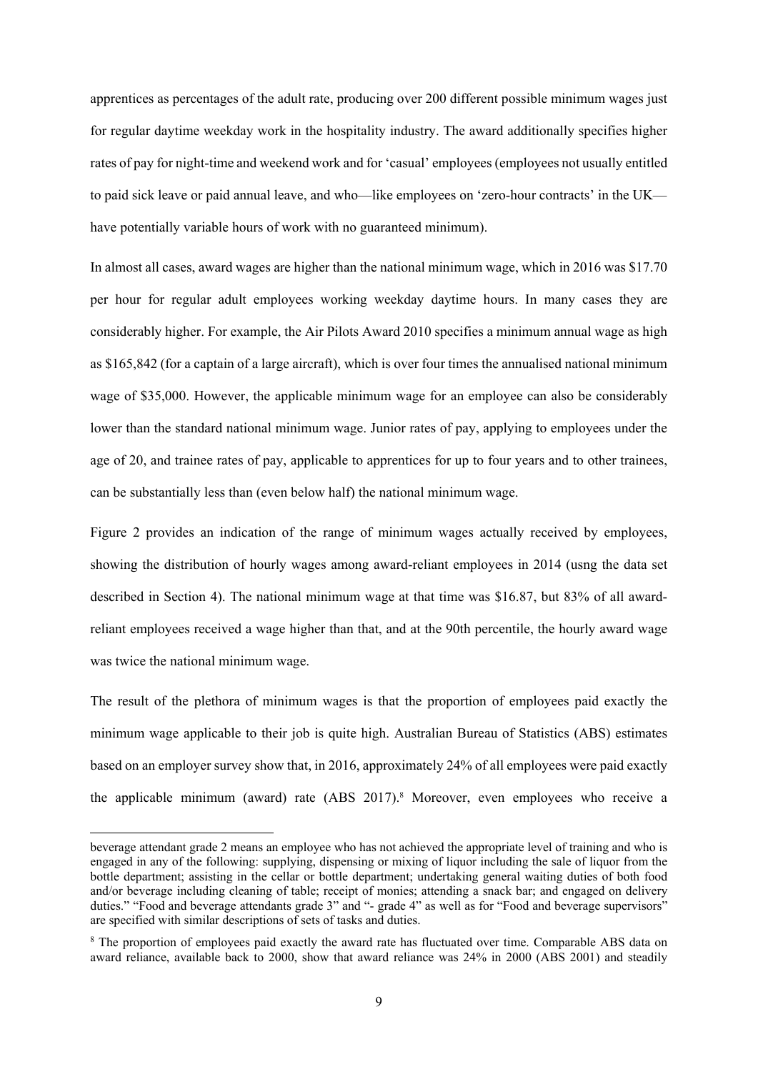apprentices as percentages of the adult rate, producing over 200 different possible minimum wages just for regular daytime weekday work in the hospitality industry. The award additionally specifies higher rates of pay for night-time and weekend work and for 'casual' employees (employees not usually entitled to paid sick leave or paid annual leave, and who—like employees on 'zero-hour contracts' in the UK—have potentially variable hours of work with no guaranteed minimum).

In almost all cases, award wages are higher than the national minimum wage, which in 2016 was $17.70 per hour for regular adult employees working weekday daytime hours. In many cases they are considerably higher. For example, the Air Pilots Award 2010 specifies a minimum annual wage as high as $165,842 (for a captain of a large aircraft), which is over four times the annualised national minimum wage of $35,000. However, the applicable minimum wage for an employee can also be considerably lower than the standard national minimum wage. Junior rates of pay, applying to employees under the age of 20, and trainee rates of pay, applicable to apprentices for up to four years and to other trainees, can be substantially less than (even below half) the national minimum wage.

Figure 2 provides an indication of the range of minimum wages actually received by employees, showing the distribution of hourly wages among award-reliant employees in 2014 (usng the data set described in Section 4). The national minimum wage at that time was $16.87, but 83% of all award-reliant employees received a wage higher than that, and at the 90th percentile, the hourly award wage was twice the national minimum wage.

The result of the plethora of minimum wages is that the proportion of employees paid exactly the minimum wage applicable to their job is quite high. Australian Bureau of Statistics (ABS) estimates based on an employer survey show that, in 2016, approximately 24% of all employees were paid exactly the applicable minimum (award) rate (ABS 2017).[8] Moreover, even employees who receive a

---

beverage attendant grade 2 means an employee who has not achieved the appropriate level of training and who is engaged in any of the following: supplying, dispensing or mixing of liquor including the sale of liquor from the bottle department; assisting in the cellar or bottle department; undertaking general waiting duties of both food and/or beverage including cleaning of table; receipt of monies; attending a snack bar; and engaged on delivery duties." "Food and beverage attendants grade 3" and "- grade 4" as well as for "Food and beverage supervisors" are specified with similar descriptions of sets of tasks and duties.

[8] The proportion of employees paid exactly the award rate has fluctuated over time. Comparable ABS data on award reliance, available back to 2000, show that award reliance was 24% in 2000 (ABS 2001) and steadily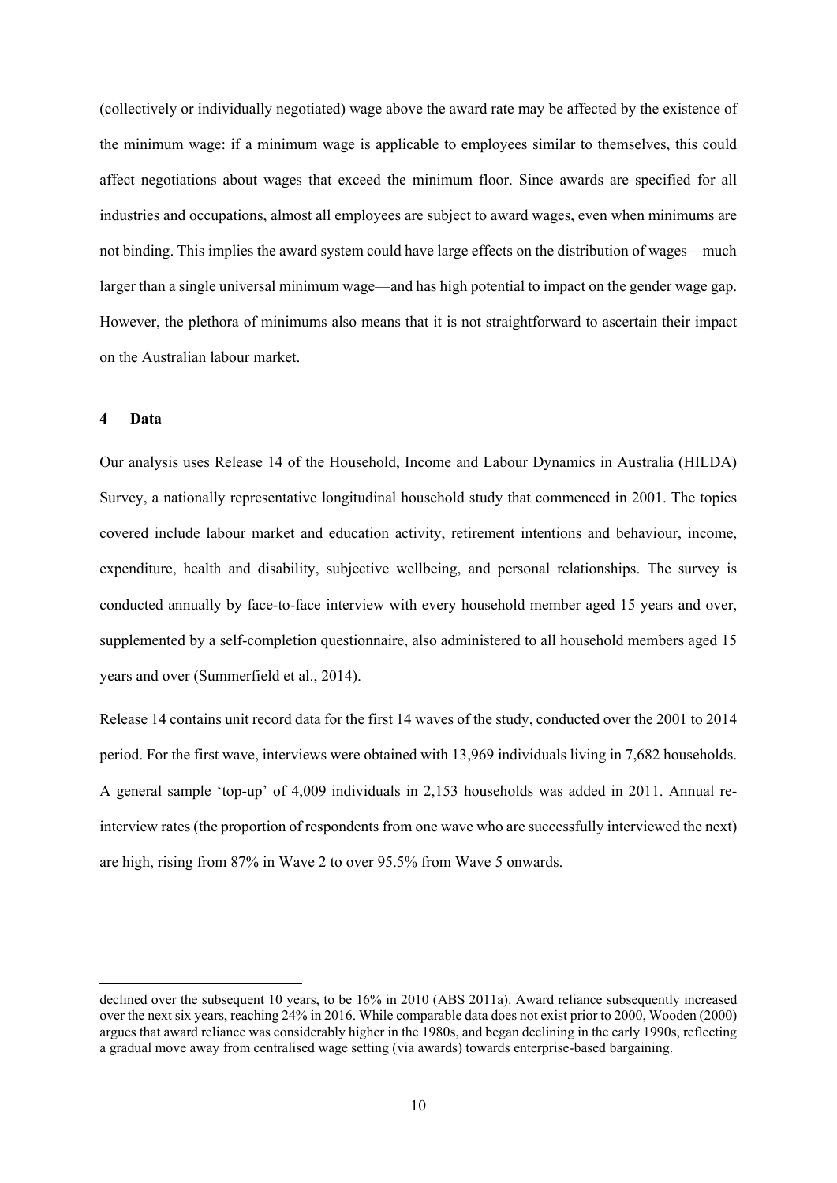(collectively or individually negotiated) wage above the award rate may be affected by the existence of the minimum wage: if a minimum wage is applicable to employees similar to themselves, this could affect negotiations about wages that exceed the minimum floor. Since awards are specified for all industries and occupations, almost all employees are subject to award wages, even when minimums are not binding. This implies the award system could have large effects on the distribution of wages—much larger than a single universal minimum wage—and has high potential to impact on the gender wage gap. However, the plethora of minimums also means that it is not straightforward to ascertain their impact on the Australian labour market.

## 4 Data

Our analysis uses Release 14 of the Household, Income and Labour Dynamics in Australia (HILDA) Survey, a nationally representative longitudinal household study that commenced in 2001. The topics covered include labour market and education activity, retirement intentions and behaviour, income, expenditure, health and disability, subjective wellbeing, and personal relationships. The survey is conducted annually by face-to-face interview with every household member aged 15 years and over, supplemented by a self-completion questionnaire, also administered to all household members aged 15 years and over (Summerfield et al., 2014).

Release 14 contains unit record data for the first 14 waves of the study, conducted over the 2001 to 2014 period. For the first wave, interviews were obtained with 13,969 individuals living in 7,682 households. A general sample 'top-up' of 4,009 individuals in 2,153 households was added in 2011. Annual re-interview rates (the proportion of respondents from one wave who are successfully interviewed the next) are high, rising from 87% in Wave 2 to over 95.5% from Wave 5 onwards.

---

declined over the subsequent 10 years, to be 16% in 2010 (ABS 2011a). Award reliance subsequently increased over the next six years, reaching 24% in 2016. While comparable data does not exist prior to 2000, Wooden (2000) argues that award reliance was considerably higher in the 1980s, and began declining in the early 1990s, reflecting a gradual move away from centralised wage setting (via awards) towards enterprise-based bargaining.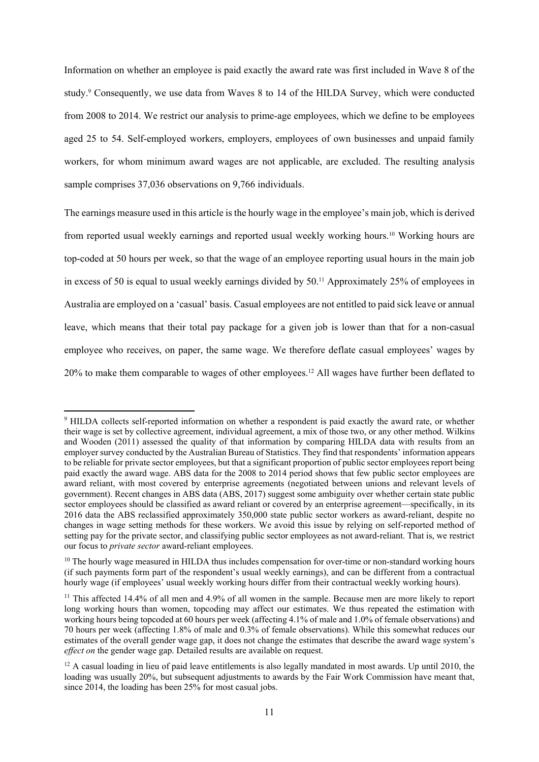Information on whether an employee is paid exactly the award rate was first included in Wave 8 of the study.[9] Consequently, we use data from Waves 8 to 14 of the HILDA Survey, which were conducted from 2008 to 2014. We restrict our analysis to prime-age employees, which we define to be employees aged 25 to 54. Self-employed workers, employers, employees of own businesses and unpaid family workers, for whom minimum award wages are not applicable, are excluded. The resulting analysis sample comprises 37,036 observations on 9,766 individuals.

The earnings measure used in this article is the hourly wage in the employee's main job, which is derived from reported usual weekly earnings and reported usual weekly working hours.[10] Working hours are top-coded at 50 hours per week, so that the wage of an employee reporting usual hours in the main job in excess of 50 is equal to usual weekly earnings divided by 50.[11] Approximately 25% of employees in Australia are employed on a 'casual' basis. Casual employees are not entitled to paid sick leave or annual leave, which means that their total pay package for a given job is lower than that for a non-casual employee who receives, on paper, the same wage. We therefore deflate casual employees' wages by 20% to make them comparable to wages of other employees.[12] All wages have further been deflated to

---

[9] HILDA collects self-reported information on whether a respondent is paid exactly the award rate, or whether their wage is set by collective agreement, individual agreement, a mix of those two, or any other method. Wilkins and Wooden (2011) assessed the quality of that information by comparing HILDA data with results from an employer survey conducted by the Australian Bureau of Statistics. They find that respondents' information appears to be reliable for private sector employees, but that a significant proportion of public sector employees report being paid exactly the award wage. ABS data for the 2008 to 2014 period shows that few public sector employees are award reliant, with most covered by enterprise agreements (negotiated between unions and relevant levels of government). Recent changes in ABS data (ABS, 2017) suggest some ambiguity over whether certain state public sector employees should be classified as award reliant or covered by an enterprise agreement—specifically, in its 2016 data the ABS reclassified approximately 350,000 state public sector workers as award-reliant, despite no changes in wage setting methods for these workers. We avoid this issue by relying on self-reported method of setting pay for the private sector, and classifying public sector employees as not award-reliant. That is, we restrict our focus to *private sector* award-reliant employees.

[10] The hourly wage measured in HILDA thus includes compensation for over-time or non-standard working hours (if such payments form part of the respondent's usual weekly earnings), and can be different from a contractual hourly wage (if employees' usual weekly working hours differ from their contractual weekly working hours).

[11] This affected 14.4% of all men and 4.9% of all women in the sample. Because men are more likely to report long working hours than women, topcoding may affect our estimates. We thus repeated the estimation with working hours being topcoded at 60 hours per week (affecting 4.1% of male and 1.0% of female observations) and 70 hours per week (affecting 1.8% of male and 0.3% of female observations). While this somewhat reduces our estimates of the overall gender wage gap, it does not change the estimates that describe the award wage system's *effect on* the gender wage gap. Detailed results are available on request.

[12] A casual loading in lieu of paid leave entitlements is also legally mandated in most awards. Up until 2010, the loading was usually 20%, but subsequent adjustments to awards by the Fair Work Commission have meant that, since 2014, the loading has been 25% for most casual jobs.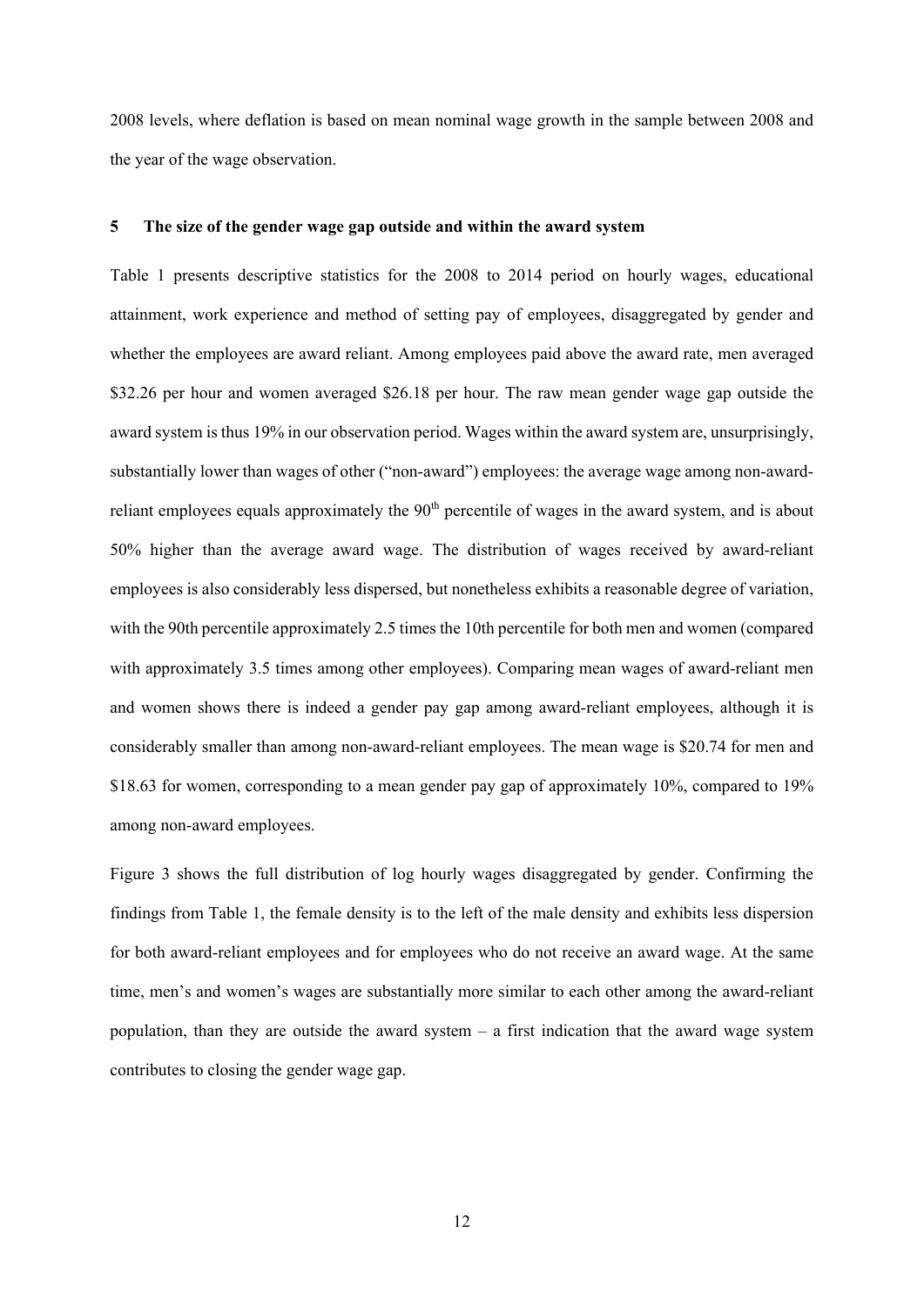2008 levels, where deflation is based on mean nominal wage growth in the sample between 2008 and the year of the wage observation.

## 5 The size of the gender wage gap outside and within the award system

Table 1 presents descriptive statistics for the 2008 to 2014 period on hourly wages, educational attainment, work experience and method of setting pay of employees, disaggregated by gender and whether the employees are award reliant. Among employees paid above the award rate, men averaged \$32.26 per hour and women averaged \$26.18 per hour. The raw mean gender wage gap outside the award system is thus 19% in our observation period. Wages within the award system are, unsurprisingly, substantially lower than wages of other ("non-award") employees: the average wage among non-award-reliant employees equals approximately the 90th percentile of wages in the award system, and is about 50% higher than the average award wage. The distribution of wages received by award-reliant employees is also considerably less dispersed, but nonetheless exhibits a reasonable degree of variation, with the 90th percentile approximately 2.5 times the 10th percentile for both men and women (compared with approximately 3.5 times among other employees). Comparing mean wages of award-reliant men and women shows there is indeed a gender pay gap among award-reliant employees, although it is considerably smaller than among non-award-reliant employees. The mean wage is \$20.74 for men and \$18.63 for women, corresponding to a mean gender pay gap of approximately 10%, compared to 19% among non-award employees.

Figure 3 shows the full distribution of log hourly wages disaggregated by gender. Confirming the findings from Table 1, the female density is to the left of the male density and exhibits less dispersion for both award-reliant employees and for employees who do not receive an award wage. At the same time, men's and women's wages are substantially more similar to each other among the award-reliant population, than they are outside the award system – a first indication that the award wage system contributes to closing the gender wage gap.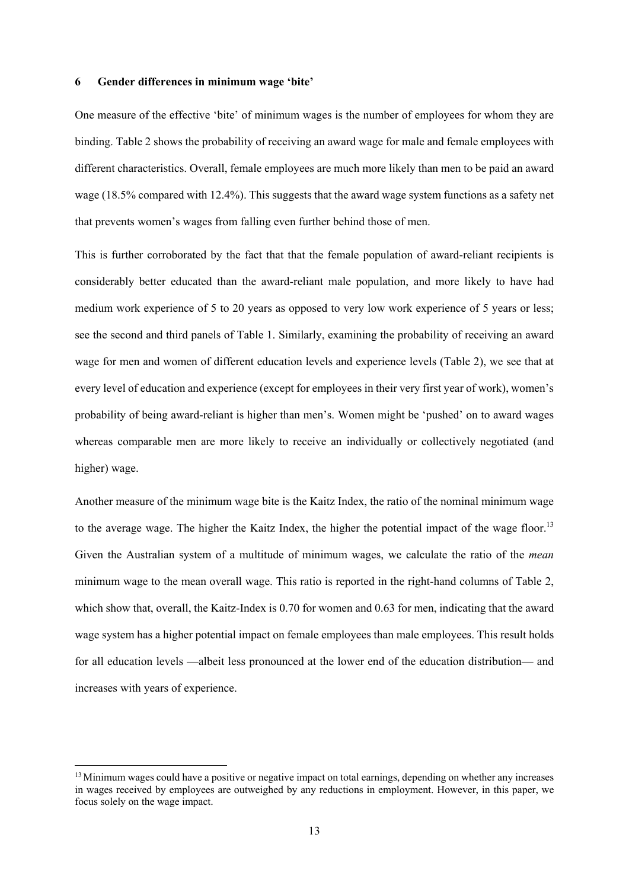## 6 Gender differences in minimum wage 'bite'

One measure of the effective 'bite' of minimum wages is the number of employees for whom they are binding. Table 2 shows the probability of receiving an award wage for male and female employees with different characteristics. Overall, female employees are much more likely than men to be paid an award wage (18.5% compared with 12.4%). This suggests that the award wage system functions as a safety net that prevents women's wages from falling even further behind those of men.

This is further corroborated by the fact that that the female population of award-reliant recipients is considerably better educated than the award-reliant male population, and more likely to have had medium work experience of 5 to 20 years as opposed to very low work experience of 5 years or less; see the second and third panels of Table 1. Similarly, examining the probability of receiving an award wage for men and women of different education levels and experience levels (Table 2), we see that at every level of education and experience (except for employees in their very first year of work), women's probability of being award-reliant is higher than men's. Women might be 'pushed' on to award wages whereas comparable men are more likely to receive an individually or collectively negotiated (and higher) wage.

Another measure of the minimum wage bite is the Kaitz Index, the ratio of the nominal minimum wage to the average wage. The higher the Kaitz Index, the higher the potential impact of the wage floor.[13] Given the Australian system of a multitude of minimum wages, we calculate the ratio of the *mean* minimum wage to the mean overall wage. This ratio is reported in the right-hand columns of Table 2, which show that, overall, the Kaitz-Index is 0.70 for women and 0.63 for men, indicating that the award wage system has a higher potential impact on female employees than male employees. This result holds for all education levels —albeit less pronounced at the lower end of the education distribution— and increases with years of experience.

[13] Minimum wages could have a positive or negative impact on total earnings, depending on whether any increases in wages received by employees are outweighed by any reductions in employment. However, in this paper, we focus solely on the wage impact.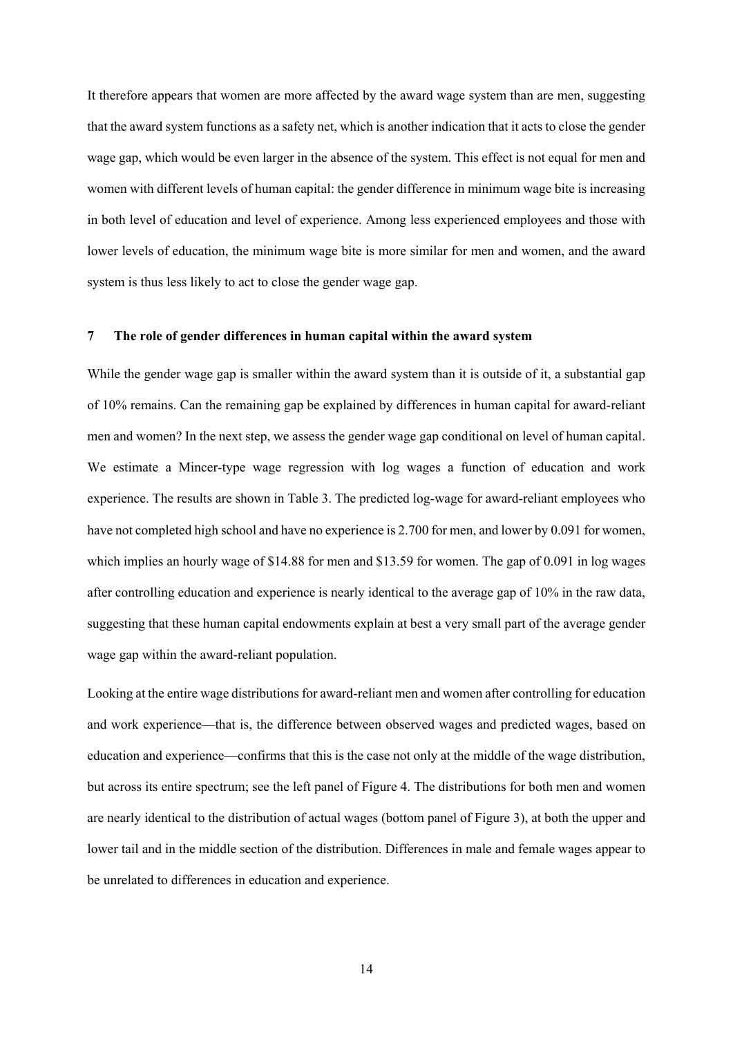It therefore appears that women are more affected by the award wage system than are men, suggesting that the award system functions as a safety net, which is another indication that it acts to close the gender wage gap, which would be even larger in the absence of the system. This effect is not equal for men and women with different levels of human capital: the gender difference in minimum wage bite is increasing in both level of education and level of experience. Among less experienced employees and those with lower levels of education, the minimum wage bite is more similar for men and women, and the award system is thus less likely to act to close the gender wage gap.

## 7 The role of gender differences in human capital within the award system

While the gender wage gap is smaller within the award system than it is outside of it, a substantial gap of 10% remains. Can the remaining gap be explained by differences in human capital for award-reliant men and women? In the next step, we assess the gender wage gap conditional on level of human capital. We estimate a Mincer-type wage regression with log wages a function of education and work experience. The results are shown in Table 3. The predicted log-wage for award-reliant employees who have not completed high school and have no experience is 2.700 for men, and lower by 0.091 for women, which implies an hourly wage of $14.88 for men and $13.59 for women. The gap of 0.091 in log wages after controlling education and experience is nearly identical to the average gap of 10% in the raw data, suggesting that these human capital endowments explain at best a very small part of the average gender wage gap within the award-reliant population.

Looking at the entire wage distributions for award-reliant men and women after controlling for education and work experience—that is, the difference between observed wages and predicted wages, based on education and experience—confirms that this is the case not only at the middle of the wage distribution, but across its entire spectrum; see the left panel of Figure 4. The distributions for both men and women are nearly identical to the distribution of actual wages (bottom panel of Figure 3), at both the upper and lower tail and in the middle section of the distribution. Differences in male and female wages appear to be unrelated to differences in education and experience.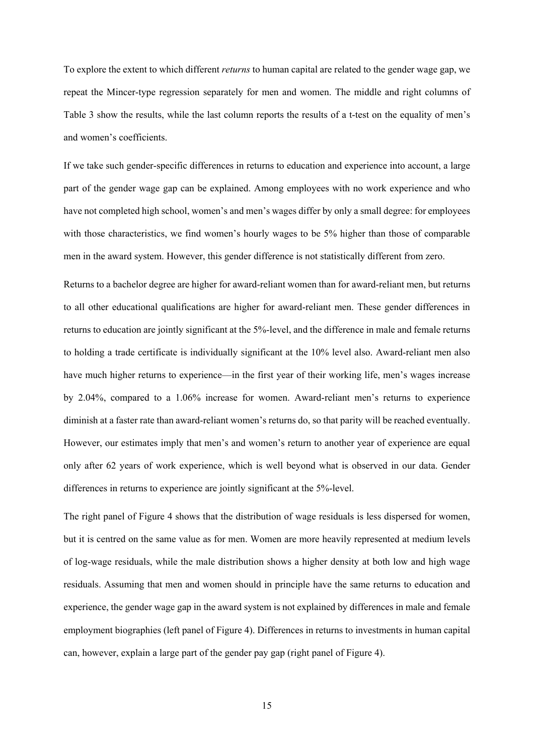To explore the extent to which different *returns* to human capital are related to the gender wage gap, we repeat the Mincer-type regression separately for men and women. The middle and right columns of Table 3 show the results, while the last column reports the results of a t-test on the equality of men's and women's coefficients.

If we take such gender-specific differences in returns to education and experience into account, a large part of the gender wage gap can be explained. Among employees with no work experience and who have not completed high school, women's and men's wages differ by only a small degree: for employees with those characteristics, we find women's hourly wages to be 5% higher than those of comparable men in the award system. However, this gender difference is not statistically different from zero.

Returns to a bachelor degree are higher for award-reliant women than for award-reliant men, but returns to all other educational qualifications are higher for award-reliant men. These gender differences in returns to education are jointly significant at the 5%-level, and the difference in male and female returns to holding a trade certificate is individually significant at the 10% level also. Award-reliant men also have much higher returns to experience—in the first year of their working life, men's wages increase by 2.04%, compared to a 1.06% increase for women. Award-reliant men's returns to experience diminish at a faster rate than award-reliant women's returns do, so that parity will be reached eventually. However, our estimates imply that men's and women's return to another year of experience are equal only after 62 years of work experience, which is well beyond what is observed in our data. Gender differences in returns to experience are jointly significant at the 5%-level.

The right panel of Figure 4 shows that the distribution of wage residuals is less dispersed for women, but it is centred on the same value as for men. Women are more heavily represented at medium levels of log-wage residuals, while the male distribution shows a higher density at both low and high wage residuals. Assuming that men and women should in principle have the same returns to education and experience, the gender wage gap in the award system is not explained by differences in male and female employment biographies (left panel of Figure 4). Differences in returns to investments in human capital can, however, explain a large part of the gender pay gap (right panel of Figure 4).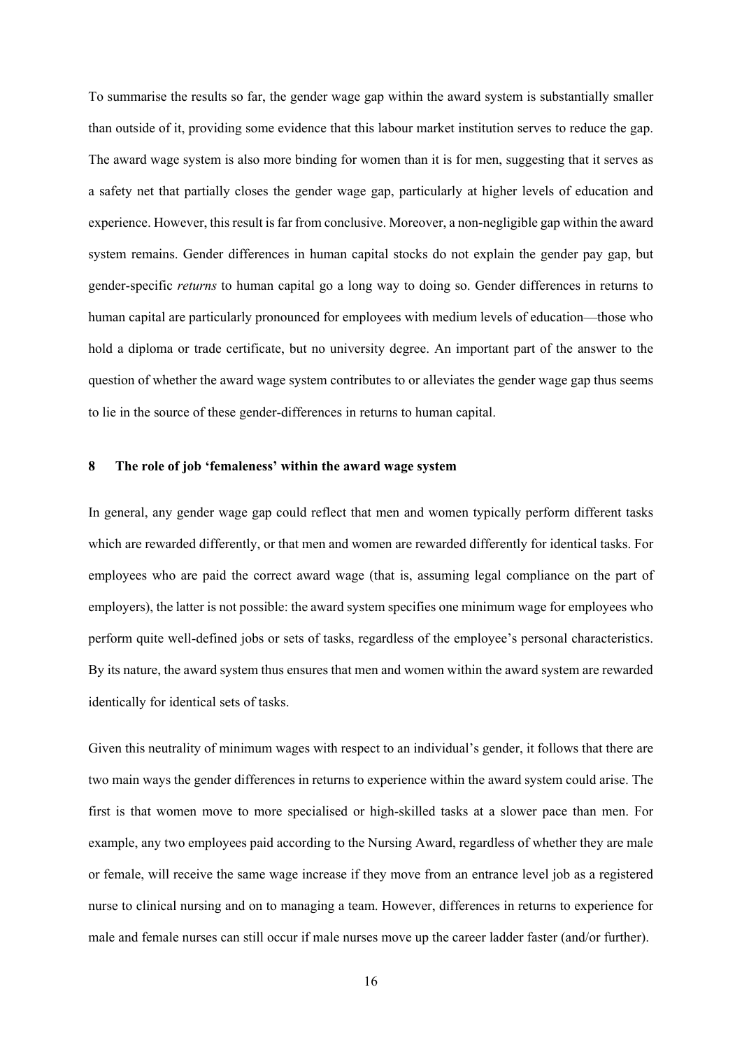To summarise the results so far, the gender wage gap within the award system is substantially smaller than outside of it, providing some evidence that this labour market institution serves to reduce the gap. The award wage system is also more binding for women than it is for men, suggesting that it serves as a safety net that partially closes the gender wage gap, particularly at higher levels of education and experience. However, this result is far from conclusive. Moreover, a non-negligible gap within the award system remains. Gender differences in human capital stocks do not explain the gender pay gap, but gender-specific *returns* to human capital go a long way to doing so. Gender differences in returns to human capital are particularly pronounced for employees with medium levels of education—those who hold a diploma or trade certificate, but no university degree. An important part of the answer to the question of whether the award wage system contributes to or alleviates the gender wage gap thus seems to lie in the source of these gender-differences in returns to human capital.

## 8 The role of job 'femaleness' within the award wage system

In general, any gender wage gap could reflect that men and women typically perform different tasks which are rewarded differently, or that men and women are rewarded differently for identical tasks. For employees who are paid the correct award wage (that is, assuming legal compliance on the part of employers), the latter is not possible: the award system specifies one minimum wage for employees who perform quite well-defined jobs or sets of tasks, regardless of the employee's personal characteristics. By its nature, the award system thus ensures that men and women within the award system are rewarded identically for identical sets of tasks.

Given this neutrality of minimum wages with respect to an individual's gender, it follows that there are two main ways the gender differences in returns to experience within the award system could arise. The first is that women move to more specialised or high-skilled tasks at a slower pace than men. For example, any two employees paid according to the Nursing Award, regardless of whether they are male or female, will receive the same wage increase if they move from an entrance level job as a registered nurse to clinical nursing and on to managing a team. However, differences in returns to experience for male and female nurses can still occur if male nurses move up the career ladder faster (and/or further).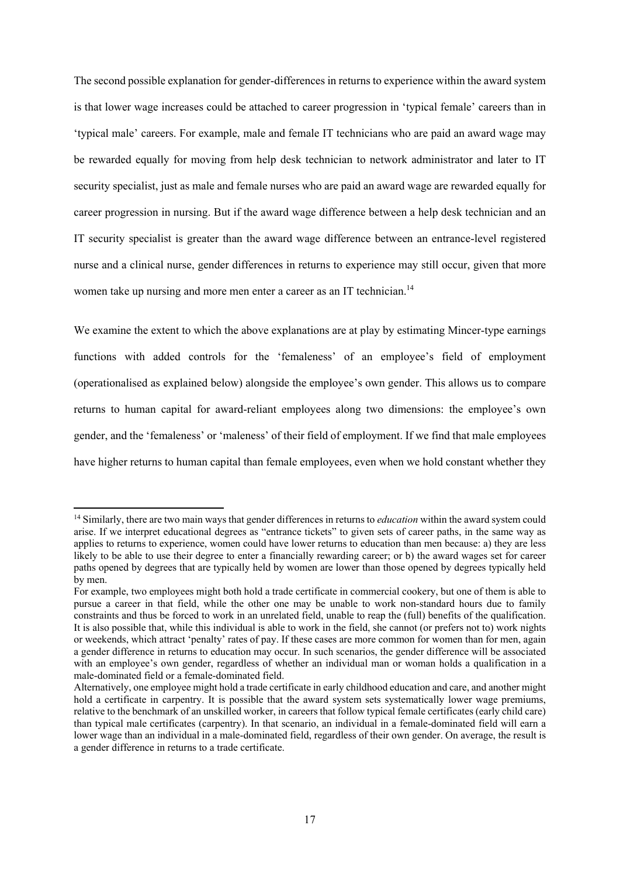The second possible explanation for gender-differences in returns to experience within the award system is that lower wage increases could be attached to career progression in 'typical female' careers than in 'typical male' careers. For example, male and female IT technicians who are paid an award wage may be rewarded equally for moving from help desk technician to network administrator and later to IT security specialist, just as male and female nurses who are paid an award wage are rewarded equally for career progression in nursing. But if the award wage difference between a help desk technician and an IT security specialist is greater than the award wage difference between an entrance-level registered nurse and a clinical nurse, gender differences in returns to experience may still occur, given that more women take up nursing and more men enter a career as an IT technician.[14]

We examine the extent to which the above explanations are at play by estimating Mincer-type earnings functions with added controls for the 'femaleness' of an employee's field of employment (operationalised as explained below) alongside the employee's own gender. This allows us to compare returns to human capital for award-reliant employees along two dimensions: the employee's own gender, and the 'femaleness' or 'maleness' of their field of employment. If we find that male employees have higher returns to human capital than female employees, even when we hold constant whether they

---

[14] Similarly, there are two main ways that gender differences in returns to *education* within the award system could arise. If we interpret educational degrees as "entrance tickets" to given sets of career paths, in the same way as applies to returns to experience, women could have lower returns to education than men because: a) they are less likely to be able to use their degree to enter a financially rewarding career; or b) the award wages set for career paths opened by degrees that are typically held by women are lower than those opened by degrees typically held by men.

For example, two employees might both hold a trade certificate in commercial cookery, but one of them is able to pursue a career in that field, while the other one may be unable to work non-standard hours due to family constraints and thus be forced to work in an unrelated field, unable to reap the (full) benefits of the qualification. It is also possible that, while this individual is able to work in the field, she cannot (or prefers not to) work nights or weekends, which attract 'penalty' rates of pay. If these cases are more common for women than for men, again a gender difference in returns to education may occur. In such scenarios, the gender difference will be associated with an employee's own gender, regardless of whether an individual man or woman holds a qualification in a male-dominated field or a female-dominated field.

Alternatively, one employee might hold a trade certificate in early childhood education and care, and another might hold a certificate in carpentry. It is possible that the award system sets systematically lower wage premiums, relative to the benchmark of an unskilled worker, in careers that follow typical female certificates (early child care) than typical male certificates (carpentry). In that scenario, an individual in a female-dominated field will earn a lower wage than an individual in a male-dominated field, regardless of their own gender. On average, the result is a gender difference in returns to a trade certificate.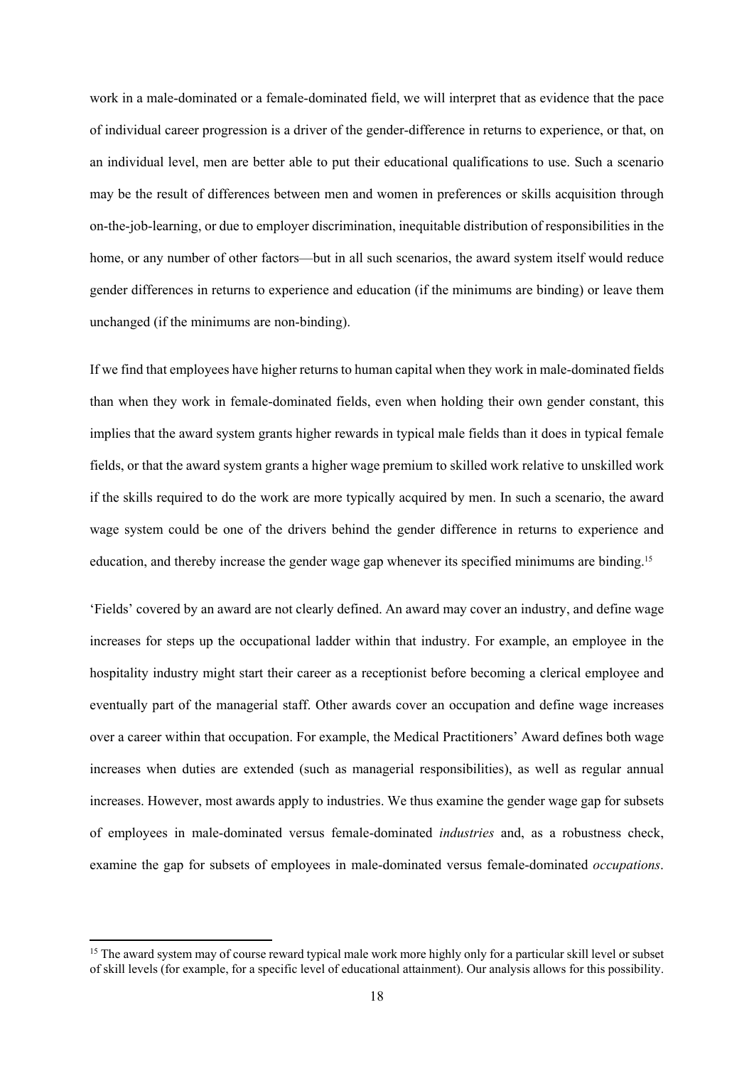work in a male-dominated or a female-dominated field, we will interpret that as evidence that the pace of individual career progression is a driver of the gender-difference in returns to experience, or that, on an individual level, men are better able to put their educational qualifications to use. Such a scenario may be the result of differences between men and women in preferences or skills acquisition through on-the-job-learning, or due to employer discrimination, inequitable distribution of responsibilities in the home, or any number of other factors—but in all such scenarios, the award system itself would reduce gender differences in returns to experience and education (if the minimums are binding) or leave them unchanged (if the minimums are non-binding).

If we find that employees have higher returns to human capital when they work in male-dominated fields than when they work in female-dominated fields, even when holding their own gender constant, this implies that the award system grants higher rewards in typical male fields than it does in typical female fields, or that the award system grants a higher wage premium to skilled work relative to unskilled work if the skills required to do the work are more typically acquired by men. In such a scenario, the award wage system could be one of the drivers behind the gender difference in returns to experience and education, and thereby increase the gender wage gap whenever its specified minimums are binding.[15]

'Fields' covered by an award are not clearly defined. An award may cover an industry, and define wage increases for steps up the occupational ladder within that industry. For example, an employee in the hospitality industry might start their career as a receptionist before becoming a clerical employee and eventually part of the managerial staff. Other awards cover an occupation and define wage increases over a career within that occupation. For example, the Medical Practitioners' Award defines both wage increases when duties are extended (such as managerial responsibilities), as well as regular annual increases. However, most awards apply to industries. We thus examine the gender wage gap for subsets of employees in male-dominated versus female-dominated *industries* and, as a robustness check, examine the gap for subsets of employees in male-dominated versus female-dominated *occupations*.

[15] The award system may of course reward typical male work more highly only for a particular skill level or subset of skill levels (for example, for a specific level of educational attainment). Our analysis allows for this possibility.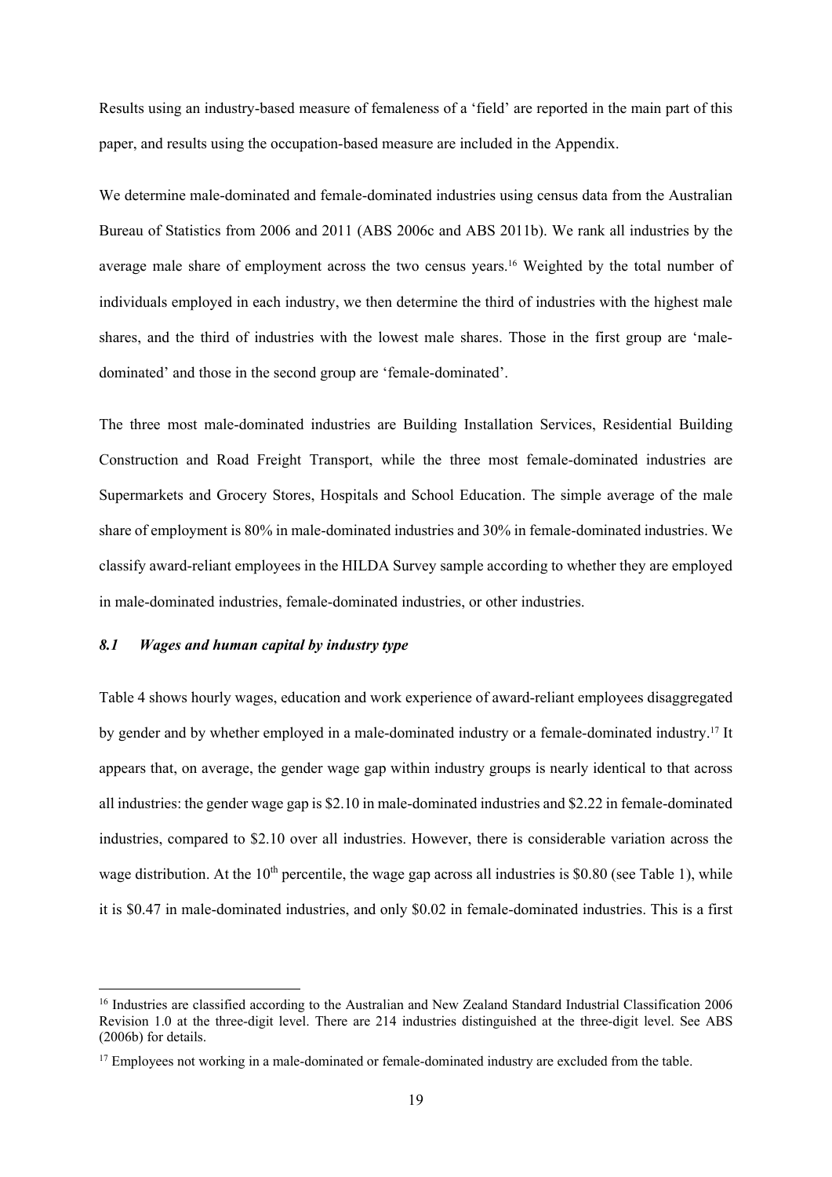Results using an industry-based measure of femaleness of a 'field' are reported in the main part of this paper, and results using the occupation-based measure are included in the Appendix.

We determine male-dominated and female-dominated industries using census data from the Australian Bureau of Statistics from 2006 and 2011 (ABS 2006c and ABS 2011b). We rank all industries by the average male share of employment across the two census years.[16] Weighted by the total number of individuals employed in each industry, we then determine the third of industries with the highest male shares, and the third of industries with the lowest male shares. Those in the first group are 'male-dominated' and those in the second group are 'female-dominated'.

The three most male-dominated industries are Building Installation Services, Residential Building Construction and Road Freight Transport, while the three most female-dominated industries are Supermarkets and Grocery Stores, Hospitals and School Education. The simple average of the male share of employment is 80% in male-dominated industries and 30% in female-dominated industries. We classify award-reliant employees in the HILDA Survey sample according to whether they are employed in male-dominated industries, female-dominated industries, or other industries.

### *8.1 Wages and human capital by industry type*

Table 4 shows hourly wages, education and work experience of award-reliant employees disaggregated by gender and by whether employed in a male-dominated industry or a female-dominated industry.[17] It appears that, on average, the gender wage gap within industry groups is nearly identical to that across all industries: the gender wage gap is \$2.10 in male-dominated industries and \$2.22 in female-dominated industries, compared to \$2.10 over all industries. However, there is considerable variation across the wage distribution. At the 10th percentile, the wage gap across all industries is \$0.80 (see Table 1), while it is \$0.47 in male-dominated industries, and only \$0.02 in female-dominated industries. This is a first

---

[16] Industries are classified according to the Australian and New Zealand Standard Industrial Classification 2006 Revision 1.0 at the three-digit level. There are 214 industries distinguished at the three-digit level. See ABS (2006b) for details.

[17] Employees not working in a male-dominated or female-dominated industry are excluded from the table.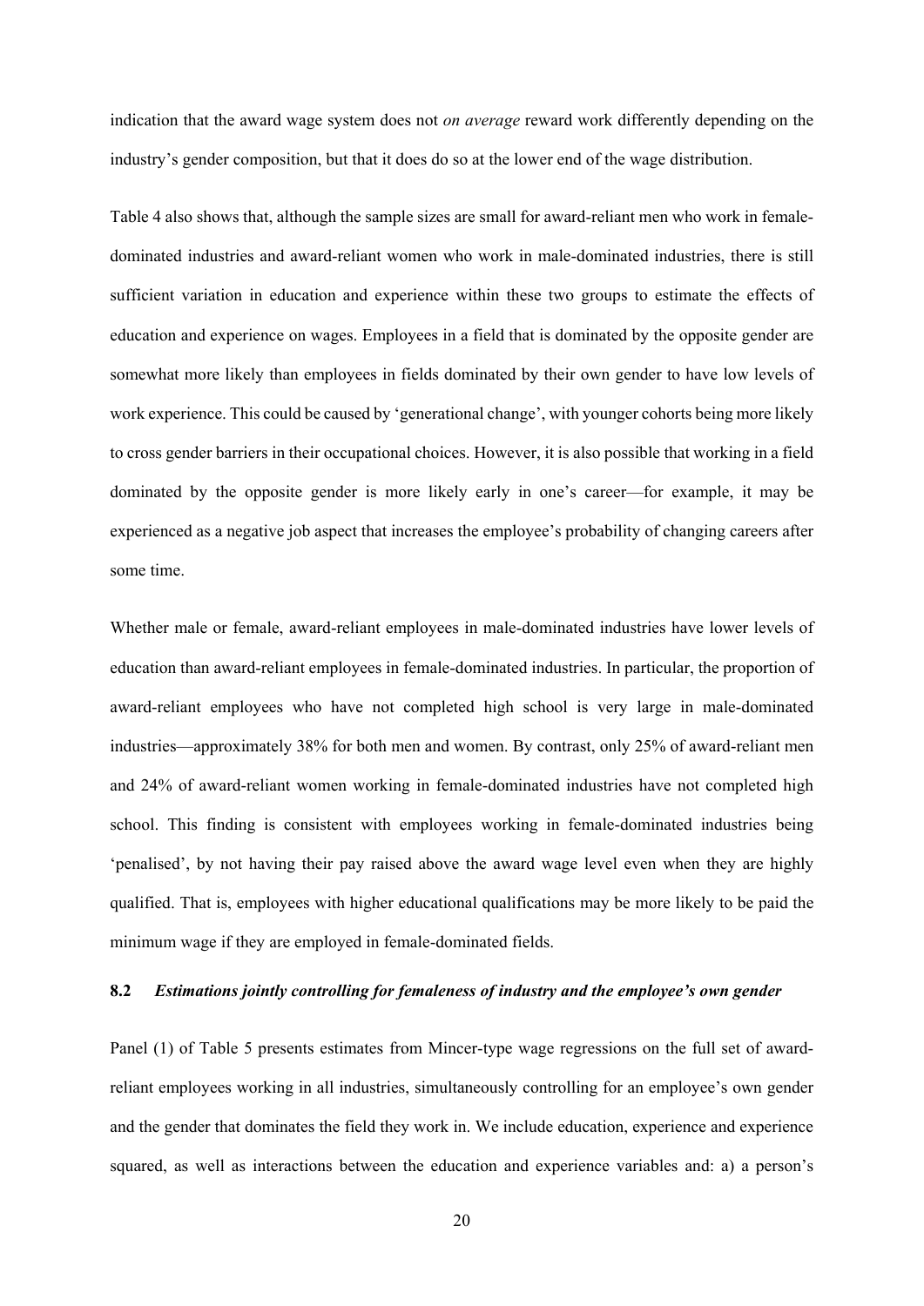indication that the award wage system does not *on average* reward work differently depending on the industry's gender composition, but that it does do so at the lower end of the wage distribution.

Table 4 also shows that, although the sample sizes are small for award-reliant men who work in female-dominated industries and award-reliant women who work in male-dominated industries, there is still sufficient variation in education and experience within these two groups to estimate the effects of education and experience on wages. Employees in a field that is dominated by the opposite gender are somewhat more likely than employees in fields dominated by their own gender to have low levels of work experience. This could be caused by 'generational change', with younger cohorts being more likely to cross gender barriers in their occupational choices. However, it is also possible that working in a field dominated by the opposite gender is more likely early in one's career—for example, it may be experienced as a negative job aspect that increases the employee's probability of changing careers after some time.

Whether male or female, award-reliant employees in male-dominated industries have lower levels of education than award-reliant employees in female-dominated industries. In particular, the proportion of award-reliant employees who have not completed high school is very large in male-dominated industries—approximately 38% for both men and women. By contrast, only 25% of award-reliant men and 24% of award-reliant women working in female-dominated industries have not completed high school. This finding is consistent with employees working in female-dominated industries being 'penalised', by not having their pay raised above the award wage level even when they are highly qualified. That is, employees with higher educational qualifications may be more likely to be paid the minimum wage if they are employed in female-dominated fields.

### 8.2 *Estimations jointly controlling for femaleness of industry and the employee's own gender*

Panel (1) of Table 5 presents estimates from Mincer-type wage regressions on the full set of award-reliant employees working in all industries, simultaneously controlling for an employee's own gender and the gender that dominates the field they work in. We include education, experience and experience squared, as well as interactions between the education and experience variables and: a) a person's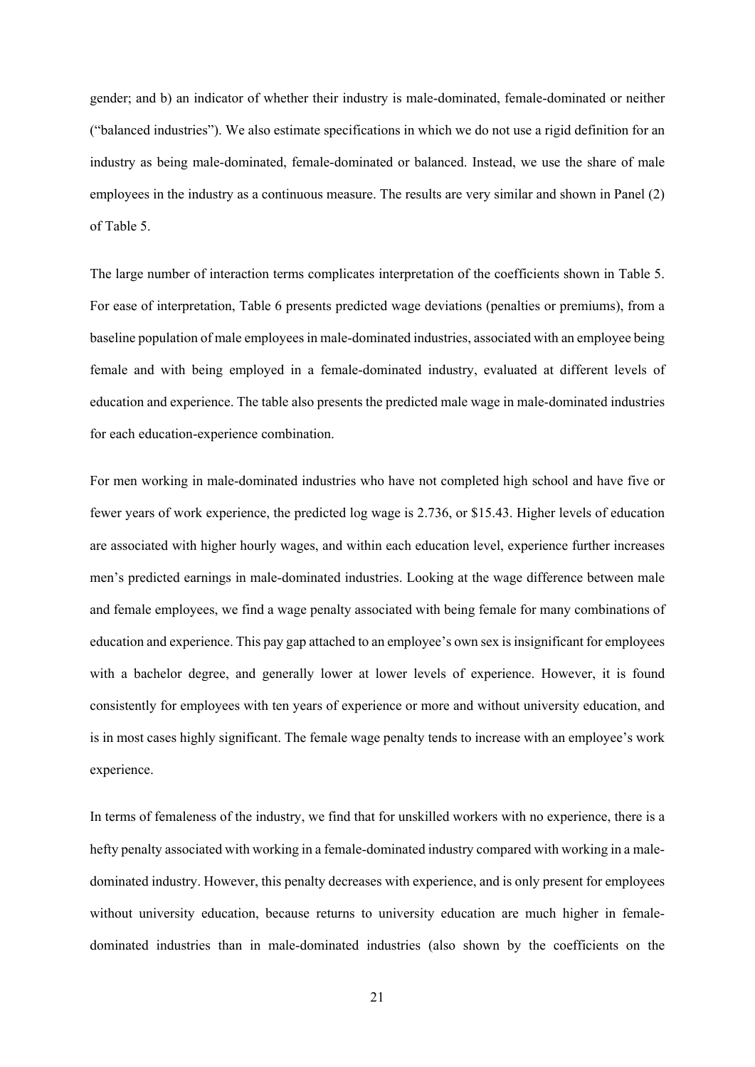gender; and b) an indicator of whether their industry is male-dominated, female-dominated or neither ("balanced industries"). We also estimate specifications in which we do not use a rigid definition for an industry as being male-dominated, female-dominated or balanced. Instead, we use the share of male employees in the industry as a continuous measure. The results are very similar and shown in Panel (2) of Table 5.

The large number of interaction terms complicates interpretation of the coefficients shown in Table 5. For ease of interpretation, Table 6 presents predicted wage deviations (penalties or premiums), from a baseline population of male employees in male-dominated industries, associated with an employee being female and with being employed in a female-dominated industry, evaluated at different levels of education and experience. The table also presents the predicted male wage in male-dominated industries for each education-experience combination.

For men working in male-dominated industries who have not completed high school and have five or fewer years of work experience, the predicted log wage is 2.736, or $15.43. Higher levels of education are associated with higher hourly wages, and within each education level, experience further increases men's predicted earnings in male-dominated industries. Looking at the wage difference between male and female employees, we find a wage penalty associated with being female for many combinations of education and experience. This pay gap attached to an employee's own sex is insignificant for employees with a bachelor degree, and generally lower at lower levels of experience. However, it is found consistently for employees with ten years of experience or more and without university education, and is in most cases highly significant. The female wage penalty tends to increase with an employee's work experience.

In terms of femaleness of the industry, we find that for unskilled workers with no experience, there is a hefty penalty associated with working in a female-dominated industry compared with working in a male-dominated industry. However, this penalty decreases with experience, and is only present for employees without university education, because returns to university education are much higher in female-dominated industries than in male-dominated industries (also shown by the coefficients on the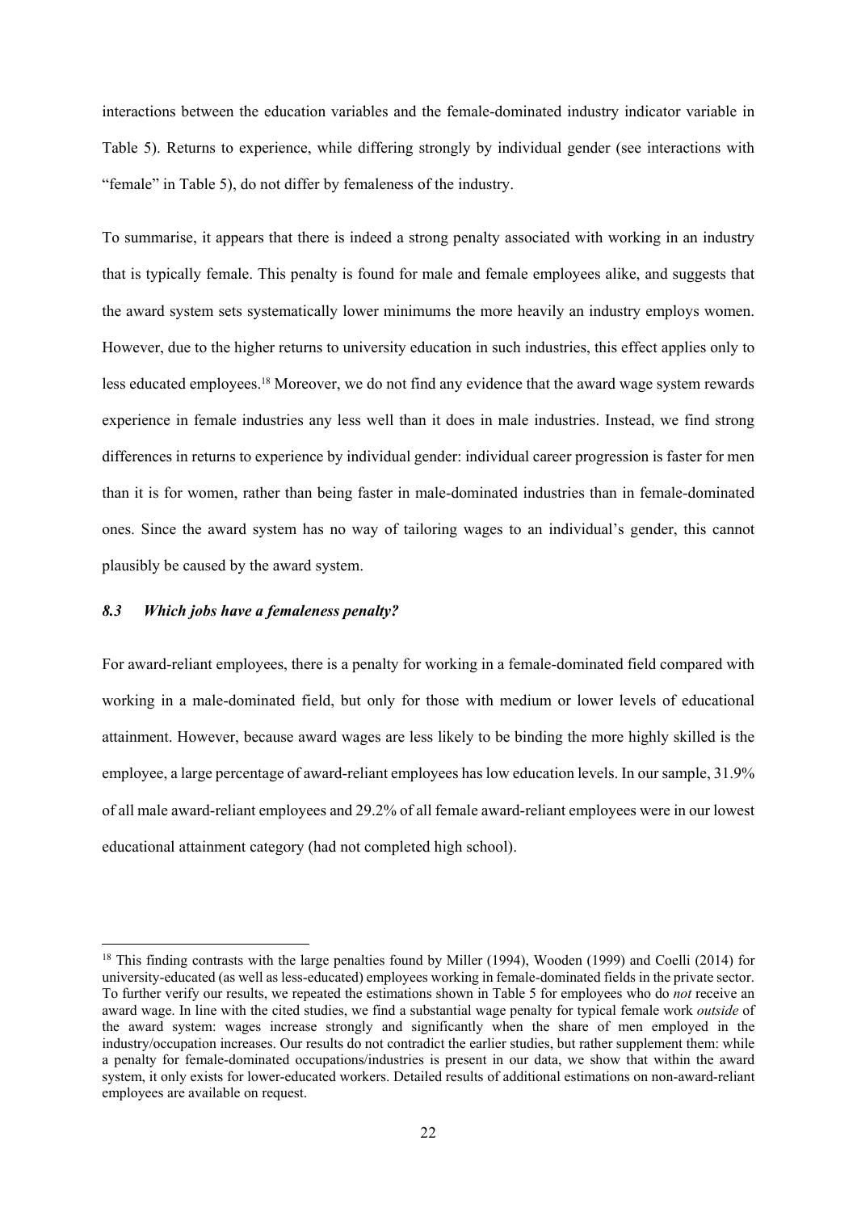interactions between the education variables and the female-dominated industry indicator variable in Table 5). Returns to experience, while differing strongly by individual gender (see interactions with "female" in Table 5), do not differ by femaleness of the industry.

To summarise, it appears that there is indeed a strong penalty associated with working in an industry that is typically female. This penalty is found for male and female employees alike, and suggests that the award system sets systematically lower minimums the more heavily an industry employs women. However, due to the higher returns to university education in such industries, this effect applies only to less educated employees.[18] Moreover, we do not find any evidence that the award wage system rewards experience in female industries any less well than it does in male industries. Instead, we find strong differences in returns to experience by individual gender: individual career progression is faster for men than it is for women, rather than being faster in male-dominated industries than in female-dominated ones. Since the award system has no way of tailoring wages to an individual's gender, this cannot plausibly be caused by the award system.

### *8.3 Which jobs have a femaleness penalty?*

For award-reliant employees, there is a penalty for working in a female-dominated field compared with working in a male-dominated field, but only for those with medium or lower levels of educational attainment. However, because award wages are less likely to be binding the more highly skilled is the employee, a large percentage of award-reliant employees has low education levels. In our sample, 31.9% of all male award-reliant employees and 29.2% of all female award-reliant employees were in our lowest educational attainment category (had not completed high school).

---

[18] This finding contrasts with the large penalties found by Miller (1994), Wooden (1999) and Coelli (2014) for university-educated (as well as less-educated) employees working in female-dominated fields in the private sector. To further verify our results, we repeated the estimations shown in Table 5 for employees who do *not* receive an award wage. In line with the cited studies, we find a substantial wage penalty for typical female work *outside* of the award system: wages increase strongly and significantly when the share of men employed in the industry/occupation increases. Our results do not contradict the earlier studies, but rather supplement them: while a penalty for female-dominated occupations/industries is present in our data, we show that within the award system, it only exists for lower-educated workers. Detailed results of additional estimations on non-award-reliant employees are available on request.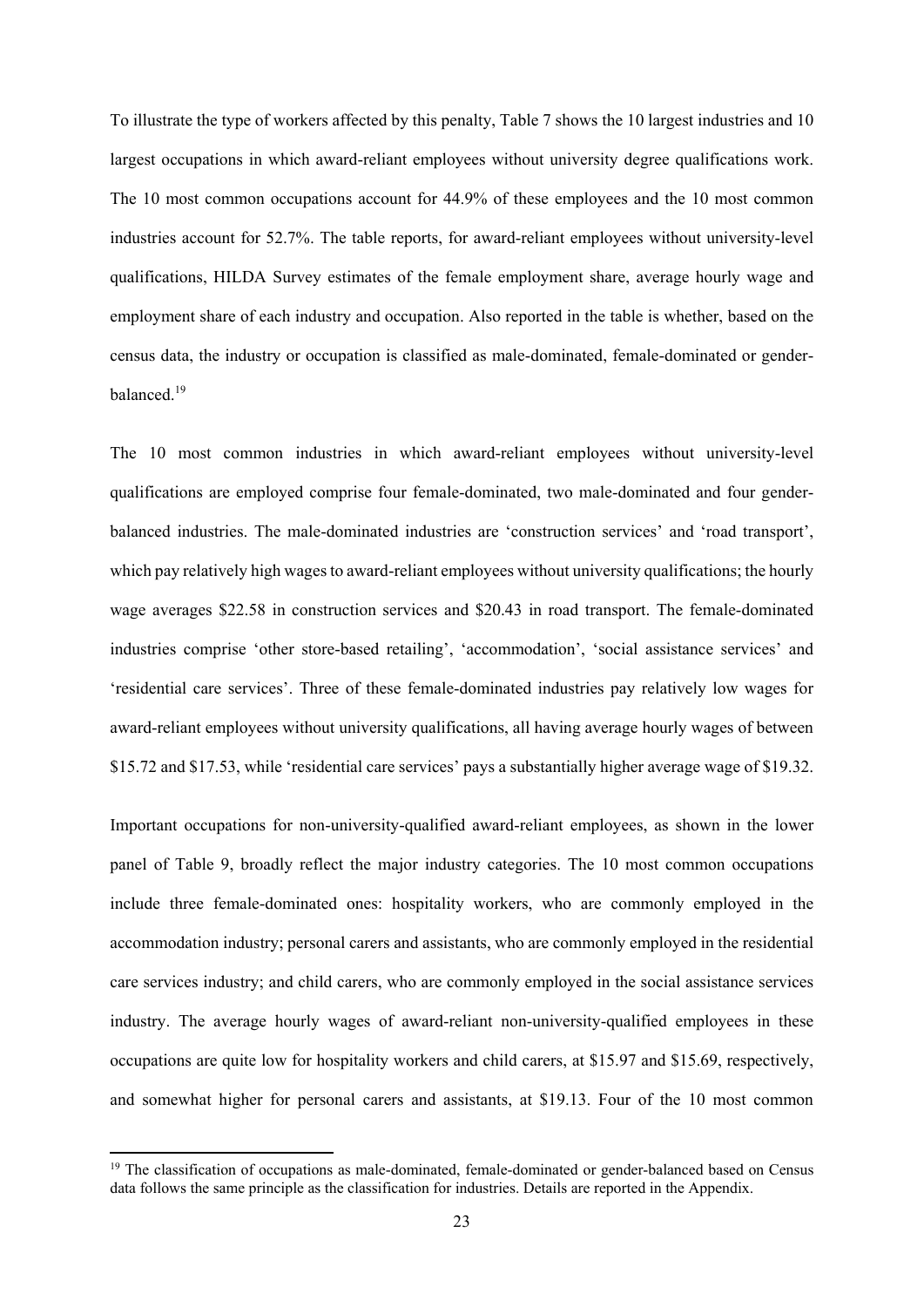To illustrate the type of workers affected by this penalty, Table 7 shows the 10 largest industries and 10 largest occupations in which award-reliant employees without university degree qualifications work. The 10 most common occupations account for 44.9% of these employees and the 10 most common industries account for 52.7%. The table reports, for award-reliant employees without university-level qualifications, HILDA Survey estimates of the female employment share, average hourly wage and employment share of each industry and occupation. Also reported in the table is whether, based on the census data, the industry or occupation is classified as male-dominated, female-dominated or gender-balanced.[19]

The 10 most common industries in which award-reliant employees without university-level qualifications are employed comprise four female-dominated, two male-dominated and four gender-balanced industries. The male-dominated industries are 'construction services' and 'road transport', which pay relatively high wages to award-reliant employees without university qualifications; the hourly wage averages $22.58 in construction services and $20.43 in road transport. The female-dominated industries comprise 'other store-based retailing', 'accommodation', 'social assistance services' and 'residential care services'. Three of these female-dominated industries pay relatively low wages for award-reliant employees without university qualifications, all having average hourly wages of between $15.72 and $17.53, while 'residential care services' pays a substantially higher average wage of $19.32.

Important occupations for non-university-qualified award-reliant employees, as shown in the lower panel of Table 9, broadly reflect the major industry categories. The 10 most common occupations include three female-dominated ones: hospitality workers, who are commonly employed in the accommodation industry; personal carers and assistants, who are commonly employed in the residential care services industry; and child carers, who are commonly employed in the social assistance services industry. The average hourly wages of award-reliant non-university-qualified employees in these occupations are quite low for hospitality workers and child carers, at $15.97 and $15.69, respectively, and somewhat higher for personal carers and assistants, at $19.13. Four of the 10 most common

[19] The classification of occupations as male-dominated, female-dominated or gender-balanced based on Census data follows the same principle as the classification for industries. Details are reported in the Appendix.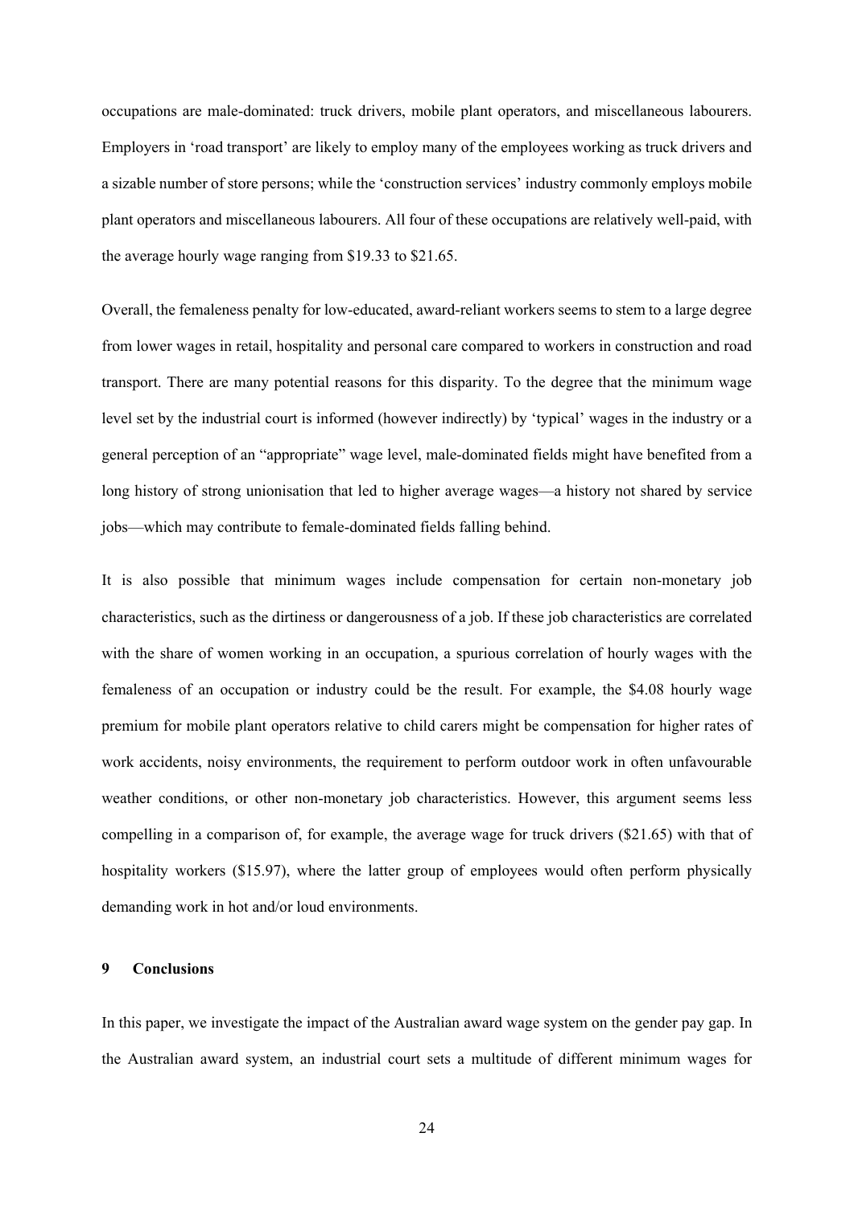occupations are male-dominated: truck drivers, mobile plant operators, and miscellaneous labourers. Employers in 'road transport' are likely to employ many of the employees working as truck drivers and a sizable number of store persons; while the 'construction services' industry commonly employs mobile plant operators and miscellaneous labourers. All four of these occupations are relatively well-paid, with the average hourly wage ranging from $19.33 to $21.65.

Overall, the femaleness penalty for low-educated, award-reliant workers seems to stem to a large degree from lower wages in retail, hospitality and personal care compared to workers in construction and road transport. There are many potential reasons for this disparity. To the degree that the minimum wage level set by the industrial court is informed (however indirectly) by 'typical' wages in the industry or a general perception of an "appropriate" wage level, male-dominated fields might have benefited from a long history of strong unionisation that led to higher average wages—a history not shared by service jobs—which may contribute to female-dominated fields falling behind.

It is also possible that minimum wages include compensation for certain non-monetary job characteristics, such as the dirtiness or dangerousness of a job. If these job characteristics are correlated with the share of women working in an occupation, a spurious correlation of hourly wages with the femaleness of an occupation or industry could be the result. For example, the $4.08 hourly wage premium for mobile plant operators relative to child carers might be compensation for higher rates of work accidents, noisy environments, the requirement to perform outdoor work in often unfavourable weather conditions, or other non-monetary job characteristics. However, this argument seems less compelling in a comparison of, for example, the average wage for truck drivers ($21.65) with that of hospitality workers ($15.97), where the latter group of employees would often perform physically demanding work in hot and/or loud environments.

## 9 Conclusions

In this paper, we investigate the impact of the Australian award wage system on the gender pay gap. In the Australian award system, an industrial court sets a multitude of different minimum wages for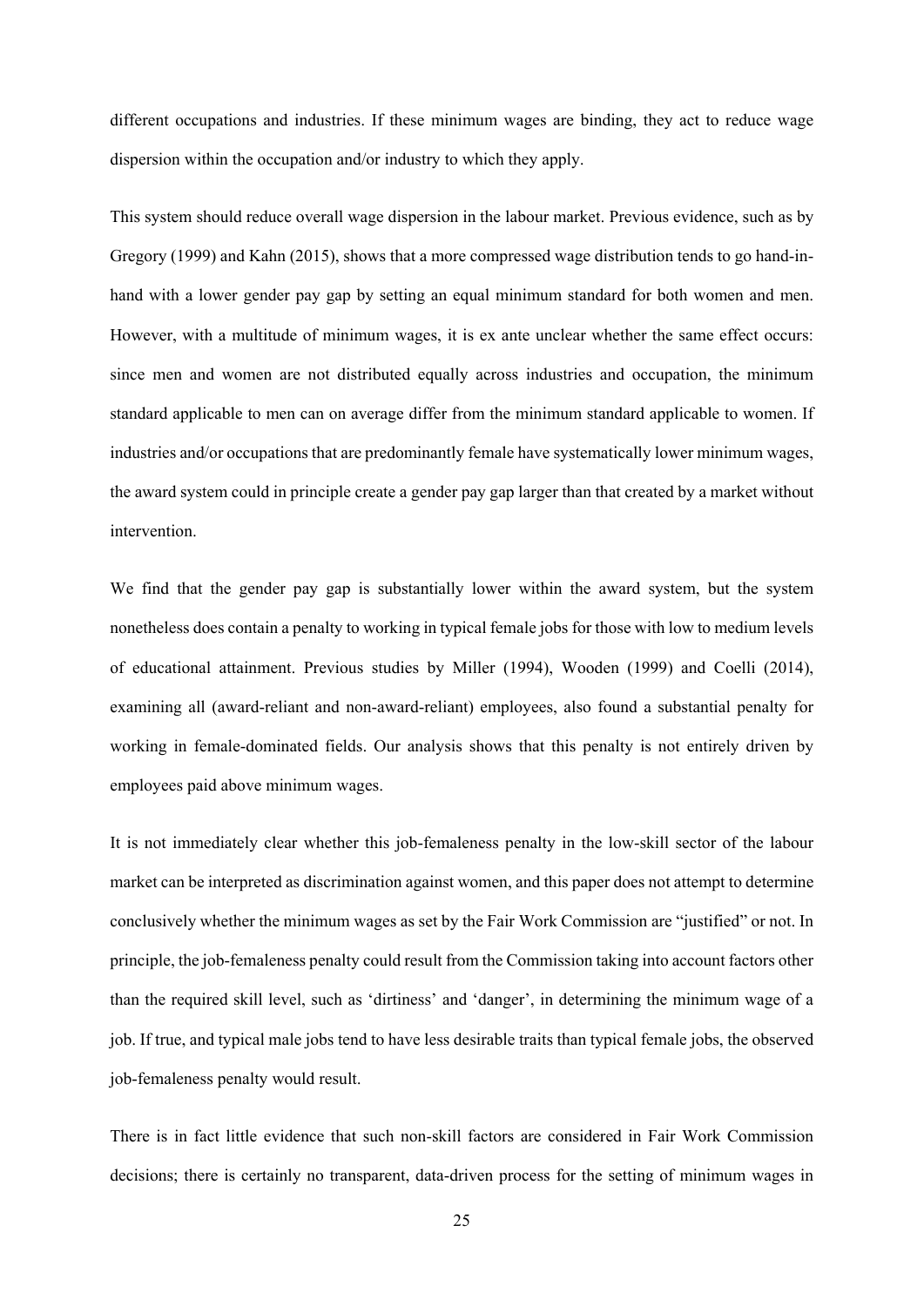different occupations and industries. If these minimum wages are binding, they act to reduce wage dispersion within the occupation and/or industry to which they apply.

This system should reduce overall wage dispersion in the labour market. Previous evidence, such as by Gregory (1999) and Kahn (2015), shows that a more compressed wage distribution tends to go hand-in-hand with a lower gender pay gap by setting an equal minimum standard for both women and men. However, with a multitude of minimum wages, it is ex ante unclear whether the same effect occurs: since men and women are not distributed equally across industries and occupation, the minimum standard applicable to men can on average differ from the minimum standard applicable to women. If industries and/or occupations that are predominantly female have systematically lower minimum wages, the award system could in principle create a gender pay gap larger than that created by a market without intervention.

We find that the gender pay gap is substantially lower within the award system, but the system nonetheless does contain a penalty to working in typical female jobs for those with low to medium levels of educational attainment. Previous studies by Miller (1994), Wooden (1999) and Coelli (2014), examining all (award-reliant and non-award-reliant) employees, also found a substantial penalty for working in female-dominated fields. Our analysis shows that this penalty is not entirely driven by employees paid above minimum wages.

It is not immediately clear whether this job-femaleness penalty in the low-skill sector of the labour market can be interpreted as discrimination against women, and this paper does not attempt to determine conclusively whether the minimum wages as set by the Fair Work Commission are "justified" or not. In principle, the job-femaleness penalty could result from the Commission taking into account factors other than the required skill level, such as 'dirtiness' and 'danger', in determining the minimum wage of a job. If true, and typical male jobs tend to have less desirable traits than typical female jobs, the observed job-femaleness penalty would result.

There is in fact little evidence that such non-skill factors are considered in Fair Work Commission decisions; there is certainly no transparent, data-driven process for the setting of minimum wages in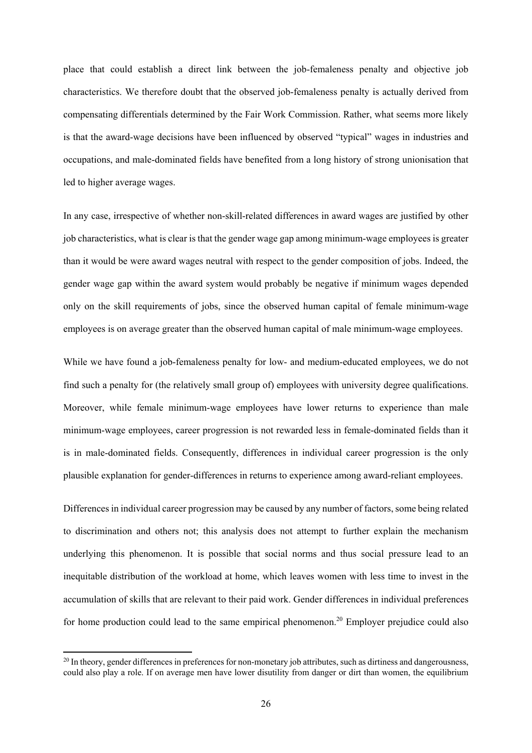place that could establish a direct link between the job-femaleness penalty and objective job characteristics. We therefore doubt that the observed job-femaleness penalty is actually derived from compensating differentials determined by the Fair Work Commission. Rather, what seems more likely is that the award-wage decisions have been influenced by observed "typical" wages in industries and occupations, and male-dominated fields have benefited from a long history of strong unionisation that led to higher average wages.

In any case, irrespective of whether non-skill-related differences in award wages are justified by other job characteristics, what is clear is that the gender wage gap among minimum-wage employees is greater than it would be were award wages neutral with respect to the gender composition of jobs. Indeed, the gender wage gap within the award system would probably be negative if minimum wages depended only on the skill requirements of jobs, since the observed human capital of female minimum-wage employees is on average greater than the observed human capital of male minimum-wage employees.

While we have found a job-femaleness penalty for low- and medium-educated employees, we do not find such a penalty for (the relatively small group of) employees with university degree qualifications. Moreover, while female minimum-wage employees have lower returns to experience than male minimum-wage employees, career progression is not rewarded less in female-dominated fields than it is in male-dominated fields. Consequently, differences in individual career progression is the only plausible explanation for gender-differences in returns to experience among award-reliant employees.

Differences in individual career progression may be caused by any number of factors, some being related to discrimination and others not; this analysis does not attempt to further explain the mechanism underlying this phenomenon. It is possible that social norms and thus social pressure lead to an inequitable distribution of the workload at home, which leaves women with less time to invest in the accumulation of skills that are relevant to their paid work. Gender differences in individual preferences for home production could lead to the same empirical phenomenon.[20] Employer prejudice could also

[20] In theory, gender differences in preferences for non-monetary job attributes, such as dirtiness and dangerousness, could also play a role. If on average men have lower disutility from danger or dirt than women, the equilibrium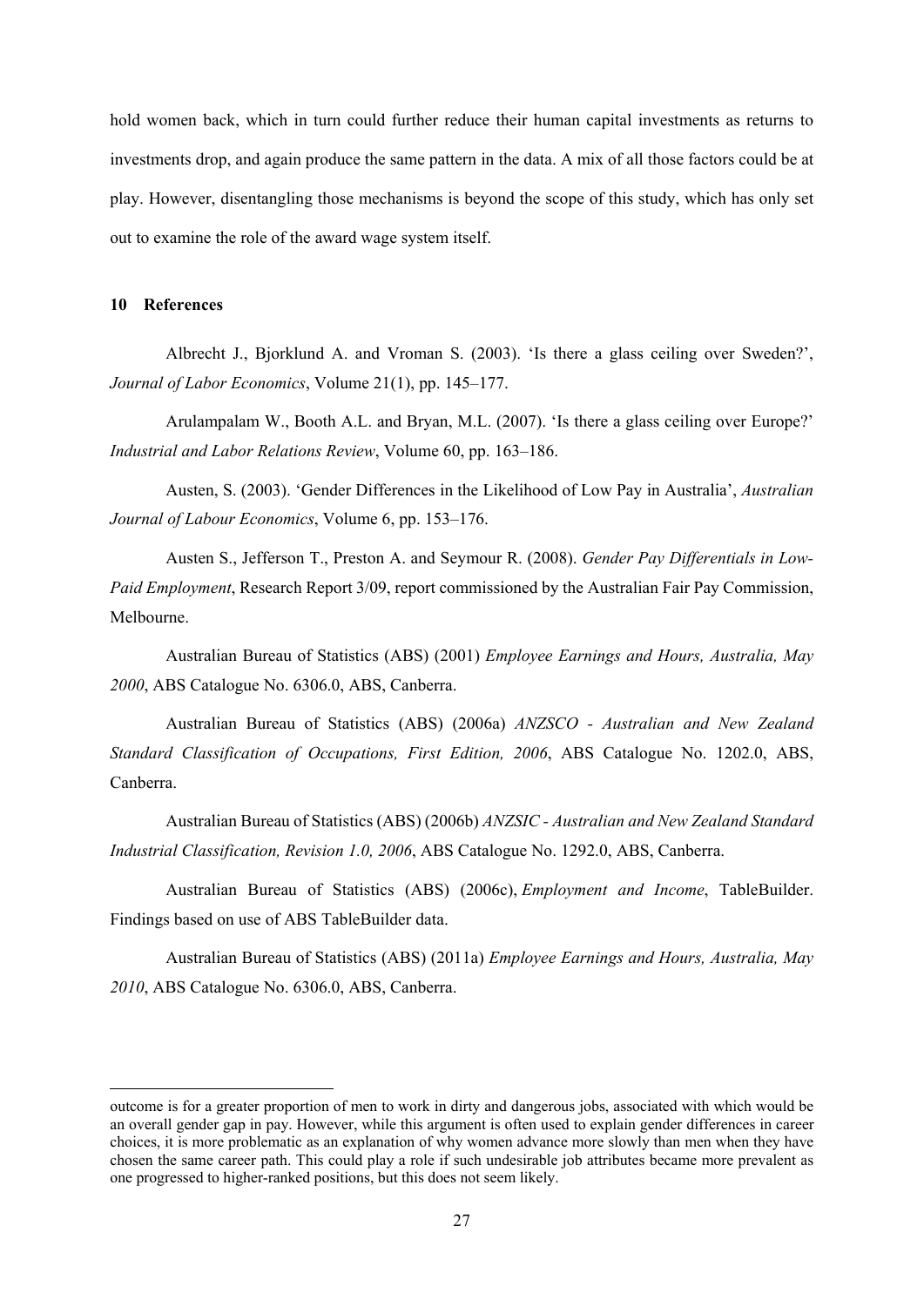hold women back, which in turn could further reduce their human capital investments as returns to investments drop, and again produce the same pattern in the data. A mix of all those factors could be at play. However, disentangling those mechanisms is beyond the scope of this study, which has only set out to examine the role of the award wage system itself.

## 10 References

Albrecht J., Bjorklund A. and Vroman S. (2003). 'Is there a glass ceiling over Sweden?', *Journal of Labor Economics*, Volume 21(1), pp. 145–177.

Arulampalam W., Booth A.L. and Bryan, M.L. (2007). 'Is there a glass ceiling over Europe?' *Industrial and Labor Relations Review*, Volume 60, pp. 163–186.

Austen, S. (2003). 'Gender Differences in the Likelihood of Low Pay in Australia', *Australian Journal of Labour Economics*, Volume 6, pp. 153–176.

Austen S., Jefferson T., Preston A. and Seymour R. (2008). *Gender Pay Differentials in Low-Paid Employment*, Research Report 3/09, report commissioned by the Australian Fair Pay Commission, Melbourne.

Australian Bureau of Statistics (ABS) (2001) *Employee Earnings and Hours, Australia, May 2000*, ABS Catalogue No. 6306.0, ABS, Canberra.

Australian Bureau of Statistics (ABS) (2006a) *ANZSCO - Australian and New Zealand Standard Classification of Occupations, First Edition, 2006*, ABS Catalogue No. 1202.0, ABS, Canberra.

Australian Bureau of Statistics (ABS) (2006b) *ANZSIC - Australian and New Zealand Standard Industrial Classification, Revision 1.0, 2006*, ABS Catalogue No. 1292.0, ABS, Canberra.

Australian Bureau of Statistics (ABS) (2006c), *Employment and Income*, TableBuilder. Findings based on use of ABS TableBuilder data.

Australian Bureau of Statistics (ABS) (2011a) *Employee Earnings and Hours, Australia, May 2010*, ABS Catalogue No. 6306.0, ABS, Canberra.

---

outcome is for a greater proportion of men to work in dirty and dangerous jobs, associated with which would be an overall gender gap in pay. However, while this argument is often used to explain gender differences in career choices, it is more problematic as an explanation of why women advance more slowly than men when they have chosen the same career path. This could play a role if such undesirable job attributes became more prevalent as one progressed to higher-ranked positions, but this does not seem likely.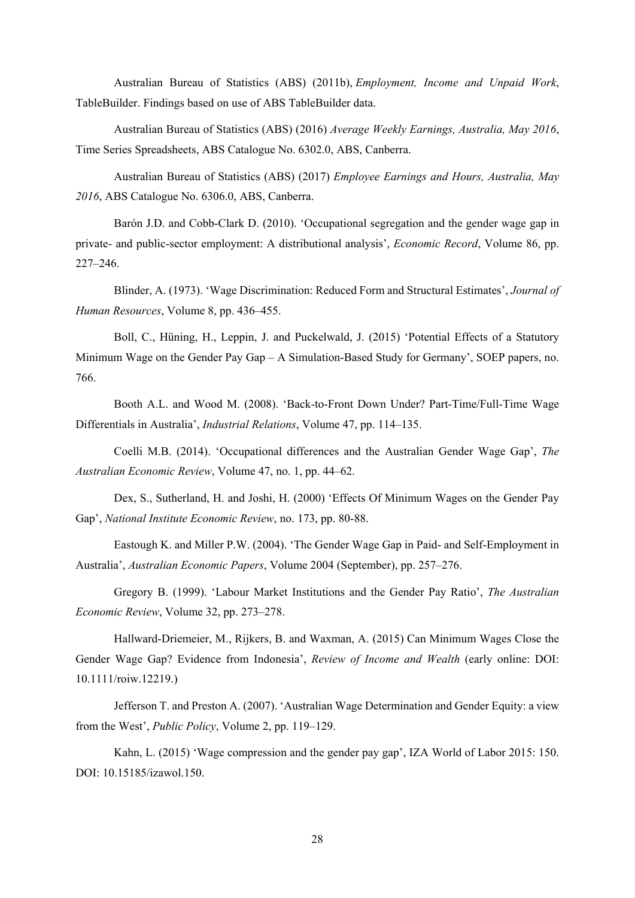Australian Bureau of Statistics (ABS) (2011b), *Employment, Income and Unpaid Work*, TableBuilder. Findings based on use of ABS TableBuilder data.

Australian Bureau of Statistics (ABS) (2016) *Average Weekly Earnings, Australia, May 2016*, Time Series Spreadsheets, ABS Catalogue No. 6302.0, ABS, Canberra.

Australian Bureau of Statistics (ABS) (2017) *Employee Earnings and Hours, Australia, May 2016*, ABS Catalogue No. 6306.0, ABS, Canberra.

Barón J.D. and Cobb-Clark D. (2010). 'Occupational segregation and the gender wage gap in private- and public-sector employment: A distributional analysis', *Economic Record*, Volume 86, pp. 227–246.

Blinder, A. (1973). 'Wage Discrimination: Reduced Form and Structural Estimates', *Journal of Human Resources*, Volume 8, pp. 436–455.

Boll, C., Hüning, H., Leppin, J. and Puckelwald, J. (2015) 'Potential Effects of a Statutory Minimum Wage on the Gender Pay Gap – A Simulation-Based Study for Germany', SOEP papers, no. 766.

Booth A.L. and Wood M. (2008). 'Back-to-Front Down Under? Part-Time/Full-Time Wage Differentials in Australia', *Industrial Relations*, Volume 47, pp. 114–135.

Coelli M.B. (2014). 'Occupational differences and the Australian Gender Wage Gap', *The Australian Economic Review*, Volume 47, no. 1, pp. 44–62.

Dex, S., Sutherland, H. and Joshi, H. (2000) 'Effects Of Minimum Wages on the Gender Pay Gap', *National Institute Economic Review*, no. 173, pp. 80-88.

Eastough K. and Miller P.W. (2004). 'The Gender Wage Gap in Paid- and Self-Employment in Australia', *Australian Economic Papers*, Volume 2004 (September), pp. 257–276.

Gregory B. (1999). 'Labour Market Institutions and the Gender Pay Ratio', *The Australian Economic Review*, Volume 32, pp. 273–278.

Hallward-Driemeier, M., Rijkers, B. and Waxman, A. (2015) Can Minimum Wages Close the Gender Wage Gap? Evidence from Indonesia', *Review of Income and Wealth* (early online: DOI: 10.1111/roiw.12219.)

Jefferson T. and Preston A. (2007). 'Australian Wage Determination and Gender Equity: a view from the West', *Public Policy*, Volume 2, pp. 119–129.

Kahn, L. (2015) 'Wage compression and the gender pay gap', IZA World of Labor 2015: 150. DOI: 10.15185/izawol.150.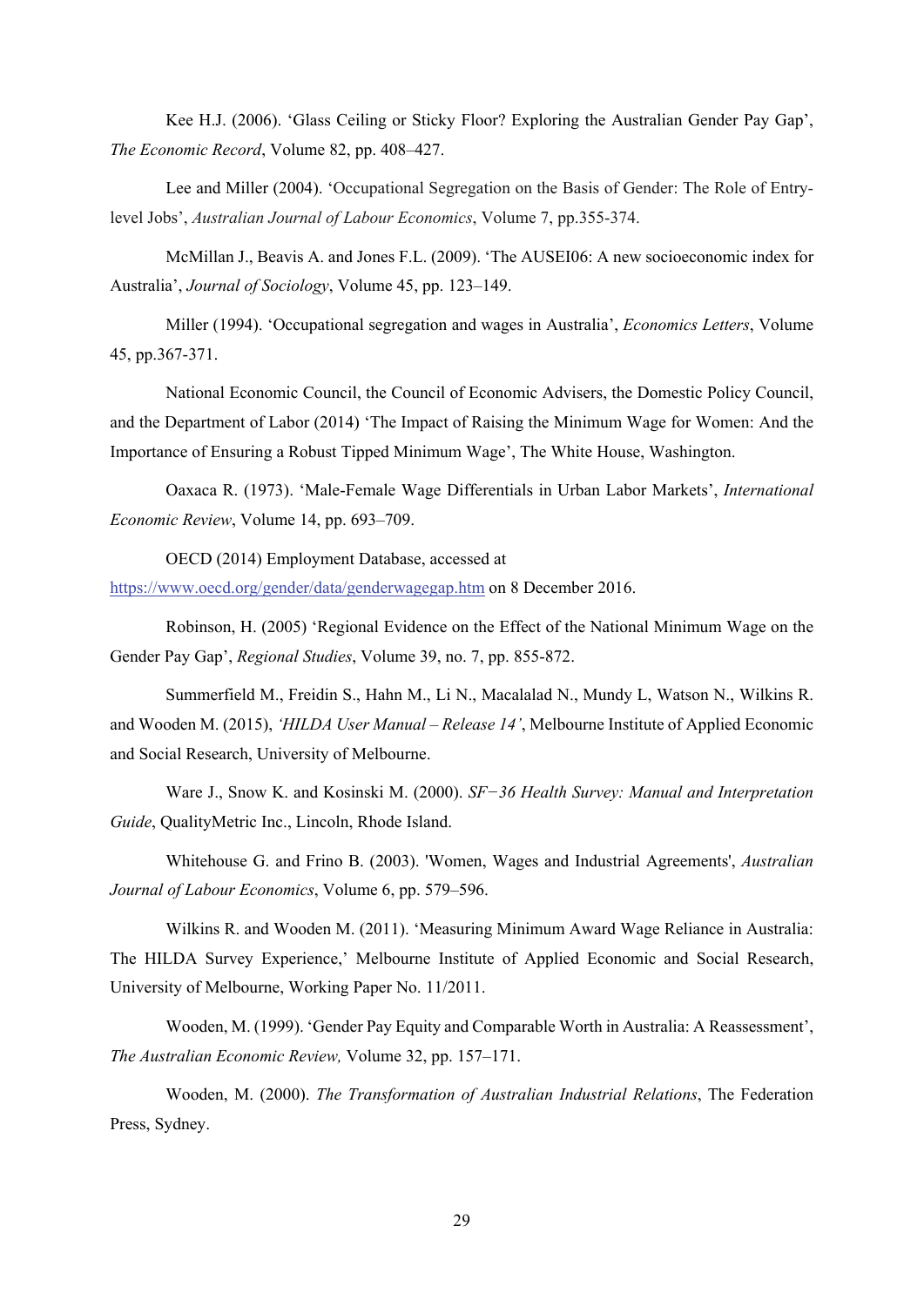Kee H.J. (2006). 'Glass Ceiling or Sticky Floor? Exploring the Australian Gender Pay Gap', *The Economic Record*, Volume 82, pp. 408–427.

Lee and Miller (2004). 'Occupational Segregation on the Basis of Gender: The Role of Entry-level Jobs', *Australian Journal of Labour Economics*, Volume 7, pp.355-374.

McMillan J., Beavis A. and Jones F.L. (2009). 'The AUSEI06: A new socioeconomic index for Australia', *Journal of Sociology*, Volume 45, pp. 123–149.

Miller (1994). 'Occupational segregation and wages in Australia', *Economics Letters*, Volume 45, pp.367-371.

National Economic Council, the Council of Economic Advisers, the Domestic Policy Council, and the Department of Labor (2014) 'The Impact of Raising the Minimum Wage for Women: And the Importance of Ensuring a Robust Tipped Minimum Wage', The White House, Washington.

Oaxaca R. (1973). 'Male-Female Wage Differentials in Urban Labor Markets', *International Economic Review*, Volume 14, pp. 693–709.

OECD (2014) Employment Database, accessed at https://www.oecd.org/gender/data/genderwagegap.htm on 8 December 2016.

Robinson, H. (2005) 'Regional Evidence on the Effect of the National Minimum Wage on the Gender Pay Gap', *Regional Studies*, Volume 39, no. 7, pp. 855-872.

Summerfield M., Freidin S., Hahn M., Li N., Macalalad N., Mundy L, Watson N., Wilkins R. and Wooden M. (2015), *'HILDA User Manual – Release 14'*, Melbourne Institute of Applied Economic and Social Research, University of Melbourne.

Ware J., Snow K. and Kosinski M. (2000). *SF−36 Health Survey: Manual and Interpretation Guide*, QualityMetric Inc., Lincoln, Rhode Island.

Whitehouse G. and Frino B. (2003). 'Women, Wages and Industrial Agreements', *Australian Journal of Labour Economics*, Volume 6, pp. 579–596.

Wilkins R. and Wooden M. (2011). 'Measuring Minimum Award Wage Reliance in Australia: The HILDA Survey Experience,' Melbourne Institute of Applied Economic and Social Research, University of Melbourne, Working Paper No. 11/2011.

Wooden, M. (1999). 'Gender Pay Equity and Comparable Worth in Australia: A Reassessment', *The Australian Economic Review,* Volume 32, pp. 157–171.

Wooden, M. (2000). *The Transformation of Australian Industrial Relations*, The Federation Press, Sydney.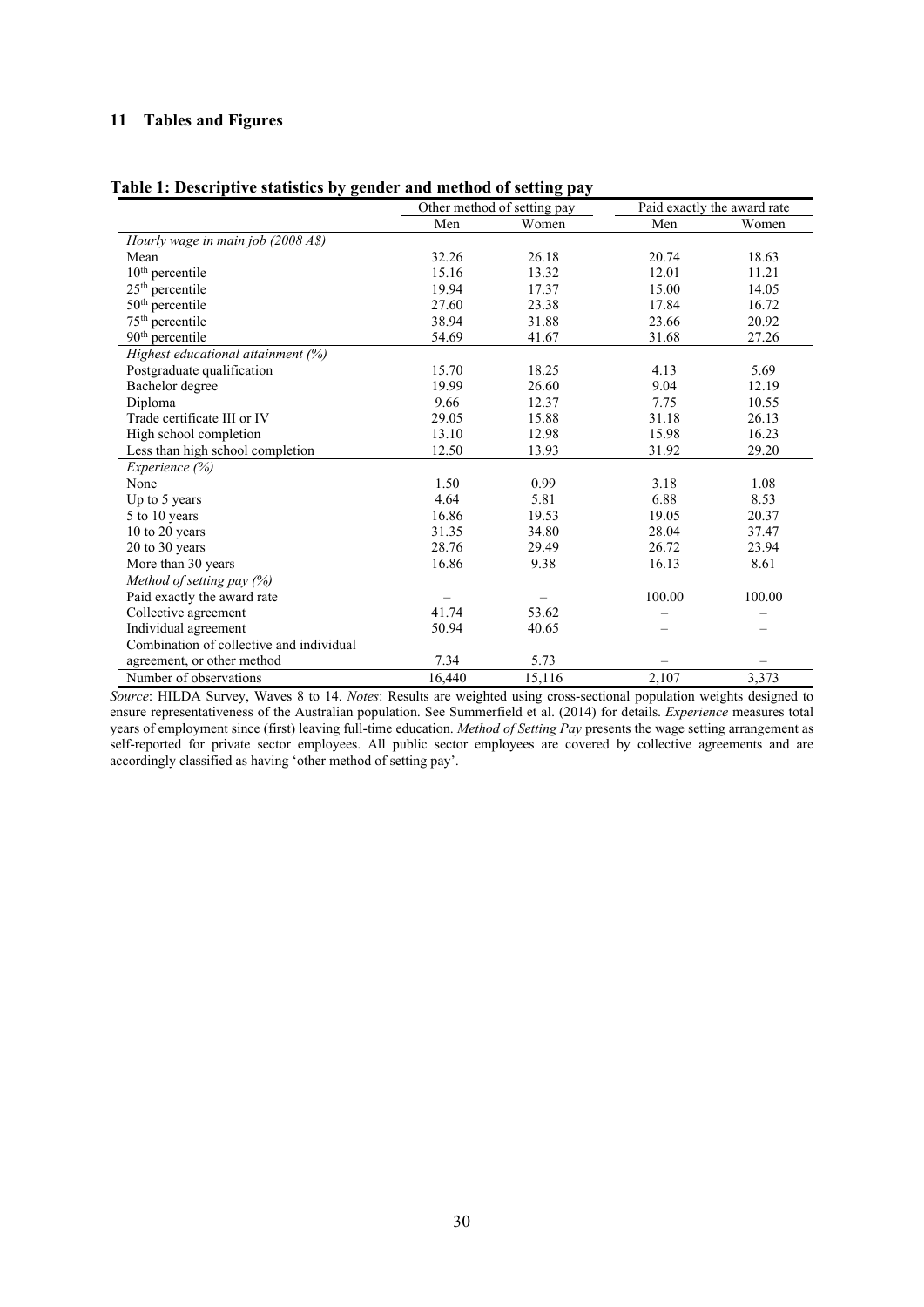## 11 Tables and Figures

**Table 1: Descriptive statistics by gender and method of setting pay**

| | Other method of setting pay | | Paid exactly the award rate | |
|---|---|---|---|---|
| | Men | Women | Men | Women |
| *Hourly wage in main job (2008 A$)* | | | | |
| Mean | 32.26 | 26.18 | 20.74 | 18.63 |
| 10th percentile | 15.16 | 13.32 | 12.01 | 11.21 |
| 25th percentile | 19.94 | 17.37 | 15.00 | 14.05 |
| 50th percentile | 27.60 | 23.38 | 17.84 | 16.72 |
| 75th percentile | 38.94 | 31.88 | 23.66 | 20.92 |
| 90th percentile | 54.69 | 41.67 | 31.68 | 27.26 |
| *Highest educational attainment (%)* | | | | |
| Postgraduate qualification | 15.70 | 18.25 | 4.13 | 5.69 |
| Bachelor degree | 19.99 | 26.60 | 9.04 | 12.19 |
| Diploma | 9.66 | 12.37 | 7.75 | 10.55 |
| Trade certificate III or IV | 29.05 | 15.88 | 31.18 | 26.13 |
| High school completion | 13.10 | 12.98 | 15.98 | 16.23 |
| Less than high school completion | 12.50 | 13.93 | 31.92 | 29.20 |
| *Experience (%)* | | | | |
| None | 1.50 | 0.99 | 3.18 | 1.08 |
| Up to 5 years | 4.64 | 5.81 | 6.88 | 8.53 |
| 5 to 10 years | 16.86 | 19.53 | 19.05 | 20.37 |
| 10 to 20 years | 31.35 | 34.80 | 28.04 | 37.47 |
| 20 to 30 years | 28.76 | 29.49 | 26.72 | 23.94 |
| More than 30 years | 16.86 | 9.38 | 16.13 | 8.61 |
| *Method of setting pay (%)* | | | | |
| Paid exactly the award rate | – | – | 100.00 | 100.00 |
| Collective agreement | 41.74 | 53.62 | – | – |
| Individual agreement | 50.94 | 40.65 | – | – |
| Combination of collective and individual agreement, or other method | 7.34 | 5.73 | – | – |
| Number of observations | 16,440 | 15,116 | 2,107 | 3,373 |

*Source*: HILDA Survey, Waves 8 to 14. *Notes*: Results are weighted using cross-sectional population weights designed to ensure representativeness of the Australian population. See Summerfield et al. (2014) for details. *Experience* measures total years of employment since (first) leaving full-time education. *Method of Setting Pay* presents the wage setting arrangement as self-reported for private sector employees. All public sector employees are covered by collective agreements and are accordingly classified as having 'other method of setting pay'.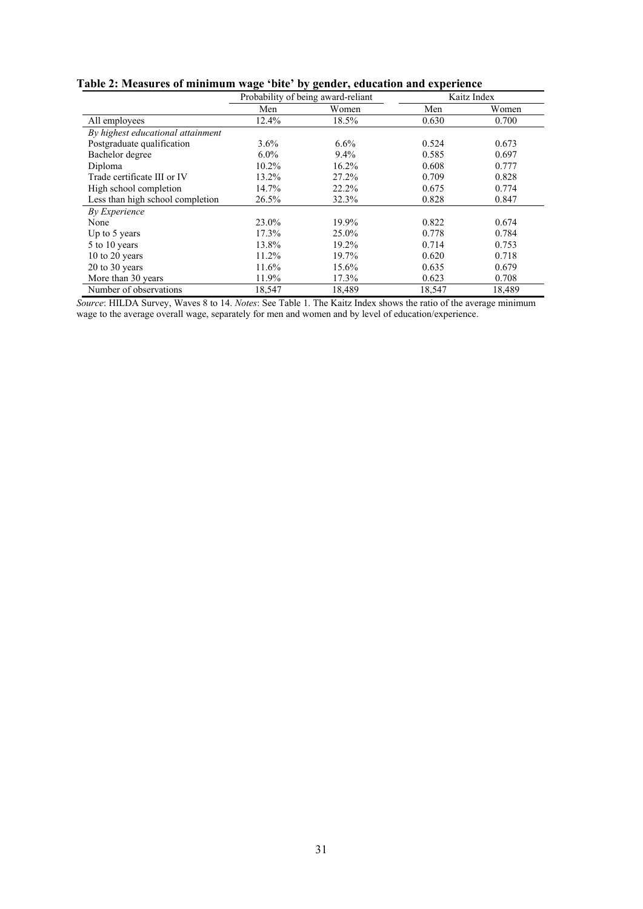**Table 2: Measures of minimum wage 'bite' by gender, education and experience**

| | Probability of being award-reliant | | Kaitz Index | |
|---|---|---|---|---|
| | Men | Women | Men | Women |
| All employees | 12.4% | 18.5% | 0.630 | 0.700 |
| *By highest educational attainment* | | | | |
| Postgraduate qualification | 3.6% | 6.6% | 0.524 | 0.673 |
| Bachelor degree | 6.0% | 9.4% | 0.585 | 0.697 |
| Diploma | 10.2% | 16.2% | 0.608 | 0.777 |
| Trade certificate III or IV | 13.2% | 27.2% | 0.709 | 0.828 |
| High school completion | 14.7% | 22.2% | 0.675 | 0.774 |
| Less than high school completion | 26.5% | 32.3% | 0.828 | 0.847 |
| *By Experience* | | | | |
| None | 23.0% | 19.9% | 0.822 | 0.674 |
| Up to 5 years | 17.3% | 25.0% | 0.778 | 0.784 |
| 5 to 10 years | 13.8% | 19.2% | 0.714 | 0.753 |
| 10 to 20 years | 11.2% | 19.7% | 0.620 | 0.718 |
| 20 to 30 years | 11.6% | 15.6% | 0.635 | 0.679 |
| More than 30 years | 11.9% | 17.3% | 0.623 | 0.708 |
| Number of observations | 18,547 | 18,489 | 18,547 | 18,489 |

*Source*: HILDA Survey, Waves 8 to 14. *Notes*: See Table 1. The Kaitz Index shows the ratio of the average minimum wage to the average overall wage, separately for men and women and by level of education/experience.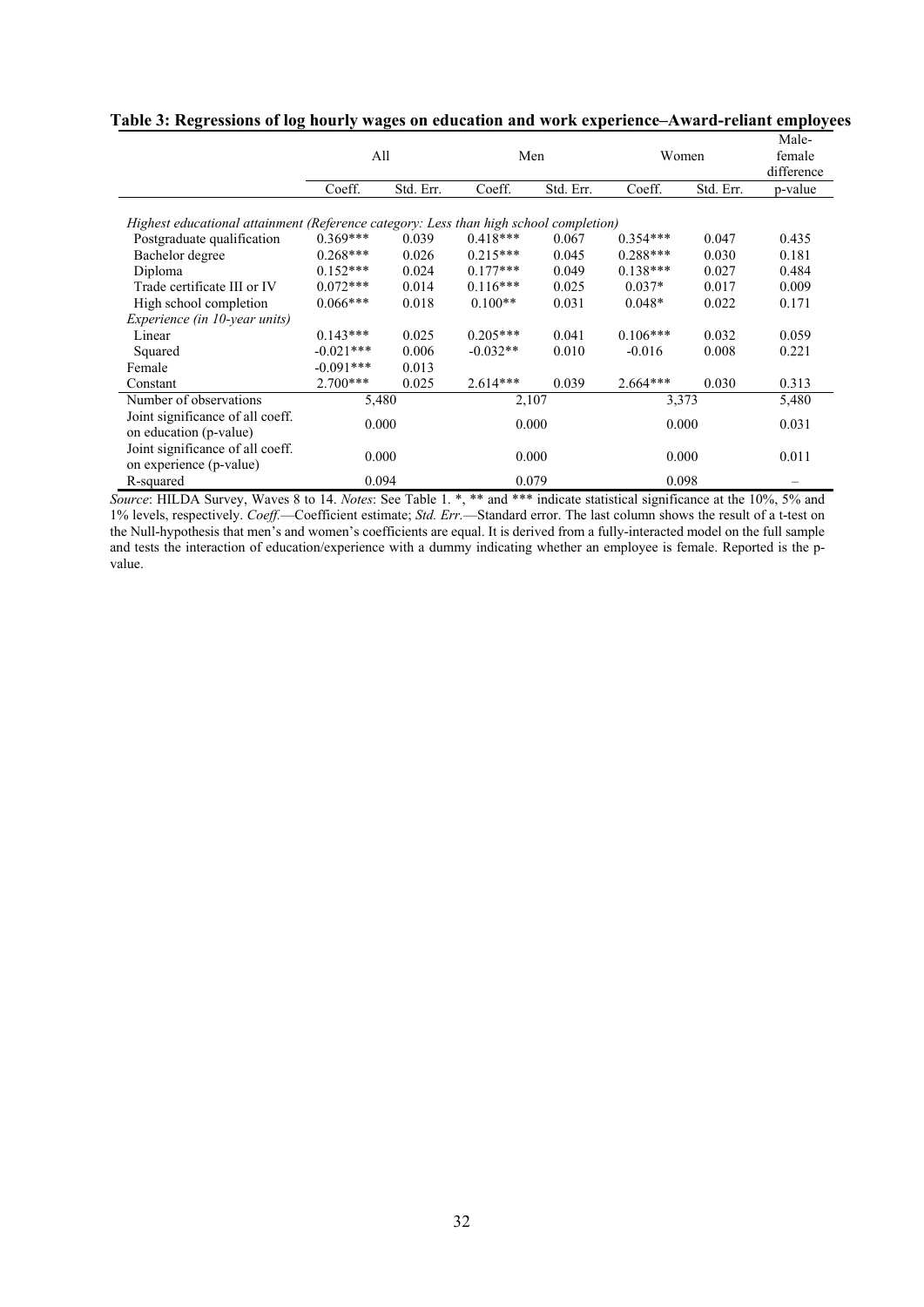**Table 3: Regressions of log hourly wages on education and work experience–Award-reliant employees**

| | All | | Men | | Women | | Male-female difference |
|---|---|---|---|---|---|---|---|
| | Coeff. | Std. Err. | Coeff. | Std. Err. | Coeff. | Std. Err. | p-value |
| *Highest educational attainment (Reference category: Less than high school completion)* | | | | | | | |
| Postgraduate qualification | 0.369*** | 0.039 | 0.418*** | 0.067 | 0.354*** | 0.047 | 0.435 |
| Bachelor degree | 0.268*** | 0.026 | 0.215*** | 0.045 | 0.288*** | 0.030 | 0.181 |
| Diploma | 0.152*** | 0.024 | 0.177*** | 0.049 | 0.138*** | 0.027 | 0.484 |
| Trade certificate III or IV | 0.072*** | 0.014 | 0.116*** | 0.025 | 0.037* | 0.017 | 0.009 |
| High school completion | 0.066*** | 0.018 | 0.100** | 0.031 | 0.048* | 0.022 | 0.171 |
| *Experience (in 10-year units)* | | | | | | | |
| Linear | 0.143*** | 0.025 | 0.205*** | 0.041 | 0.106*** | 0.032 | 0.059 |
| Squared | -0.021*** | 0.006 | -0.032** | 0.010 | -0.016 | 0.008 | 0.221 |
| Female | -0.091*** | 0.013 | | | | | |
| Constant | 2.700*** | 0.025 | 2.614*** | 0.039 | 2.664*** | 0.030 | 0.313 |
| Number of observations | 5,480 | | 2,107 | | 3,373 | | 5,480 |
| Joint significance of all coeff. on education (p-value) | 0.000 | | 0.000 | | 0.000 | | 0.031 |
| Joint significance of all coeff. on experience (p-value) | 0.000 | | 0.000 | | 0.000 | | 0.011 |
| R-squared | 0.094 | | 0.079 | | 0.098 | | – |

*Source*: HILDA Survey, Waves 8 to 14. *Notes*: See Table 1. *, ** and *** indicate statistical significance at the 10%, 5% and 1% levels, respectively. *Coeff.*—Coefficient estimate; *Std. Err.*—Standard error. The last column shows the result of a t-test on the Null-hypothesis that men's and women's coefficients are equal. It is derived from a fully-interacted model on the full sample and tests the interaction of education/experience with a dummy indicating whether an employee is female. Reported is the p-value.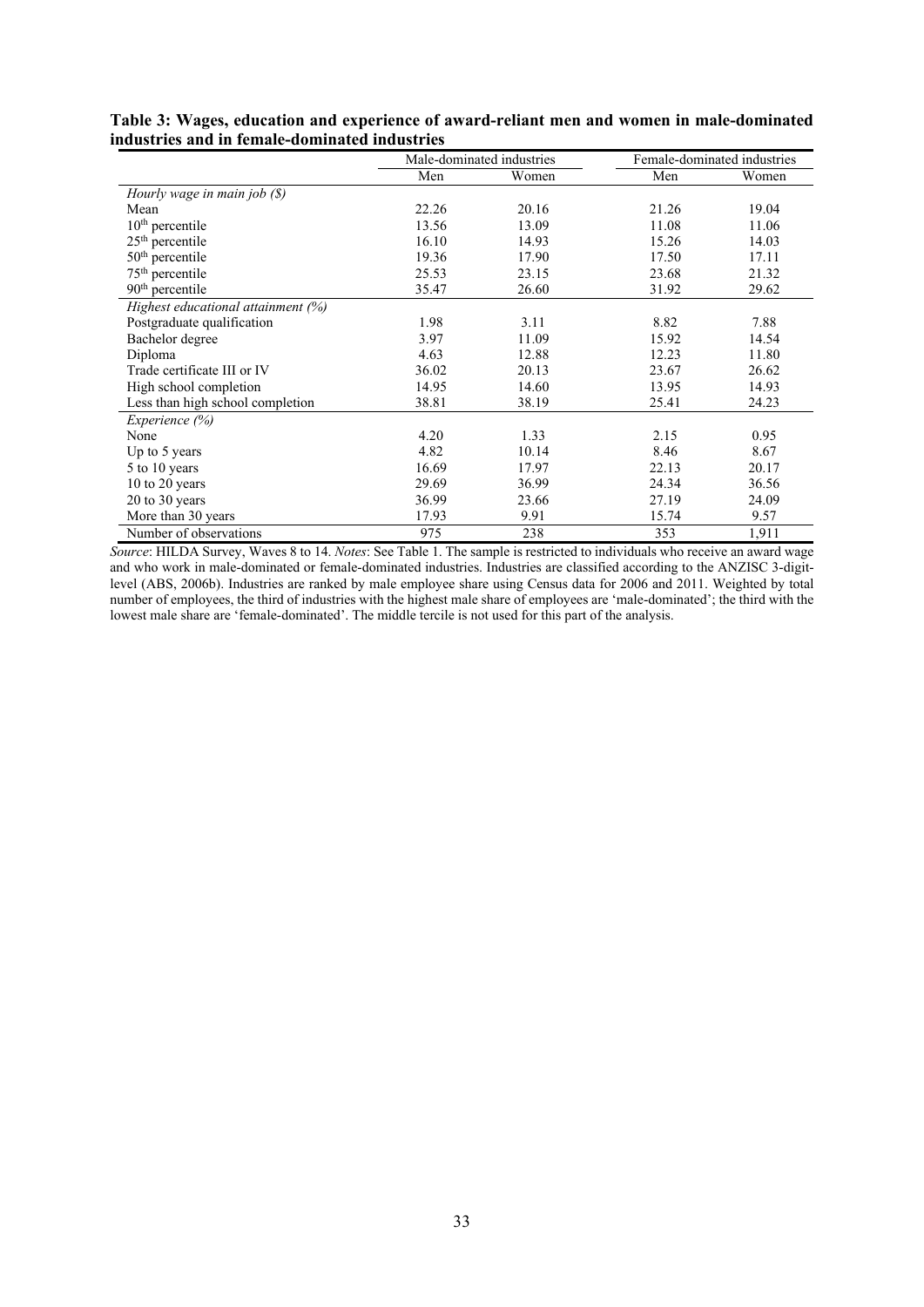**Table 3: Wages, education and experience of award-reliant men and women in male-dominated industries and in female-dominated industries**

| | Male-dominated industries | | Female-dominated industries | |
|---|---|---|---|---|
| | Men | Women | Men | Women |
| *Hourly wage in main job ($)* | | | | |
| Mean | 22.26 | 20.16 | 21.26 | 19.04 |
| 10th percentile | 13.56 | 13.09 | 11.08 | 11.06 |
| 25th percentile | 16.10 | 14.93 | 15.26 | 14.03 |
| 50th percentile | 19.36 | 17.90 | 17.50 | 17.11 |
| 75th percentile | 25.53 | 23.15 | 23.68 | 21.32 |
| 90th percentile | 35.47 | 26.60 | 31.92 | 29.62 |
| *Highest educational attainment (%)* | | | | |
| Postgraduate qualification | 1.98 | 3.11 | 8.82 | 7.88 |
| Bachelor degree | 3.97 | 11.09 | 15.92 | 14.54 |
| Diploma | 4.63 | 12.88 | 12.23 | 11.80 |
| Trade certificate III or IV | 36.02 | 20.13 | 23.67 | 26.62 |
| High school completion | 14.95 | 14.60 | 13.95 | 14.93 |
| Less than high school completion | 38.81 | 38.19 | 25.41 | 24.23 |
| *Experience (%)* | | | | |
| None | 4.20 | 1.33 | 2.15 | 0.95 |
| Up to 5 years | 4.82 | 10.14 | 8.46 | 8.67 |
| 5 to 10 years | 16.69 | 17.97 | 22.13 | 20.17 |
| 10 to 20 years | 29.69 | 36.99 | 24.34 | 36.56 |
| 20 to 30 years | 36.99 | 23.66 | 27.19 | 24.09 |
| More than 30 years | 17.93 | 9.91 | 15.74 | 9.57 |
| Number of observations | 975 | 238 | 353 | 1,911 |

*Source*: HILDA Survey, Waves 8 to 14. *Notes*: See Table 1. The sample is restricted to individuals who receive an award wage and who work in male-dominated or female-dominated industries. Industries are classified according to the ANZISC 3-digit-level (ABS, 2006b). Industries are ranked by male employee share using Census data for 2006 and 2011. Weighted by total number of employees, the third of industries with the highest male share of employees are 'male-dominated'; the third with the lowest male share are 'female-dominated'. The middle tercile is not used for this part of the analysis.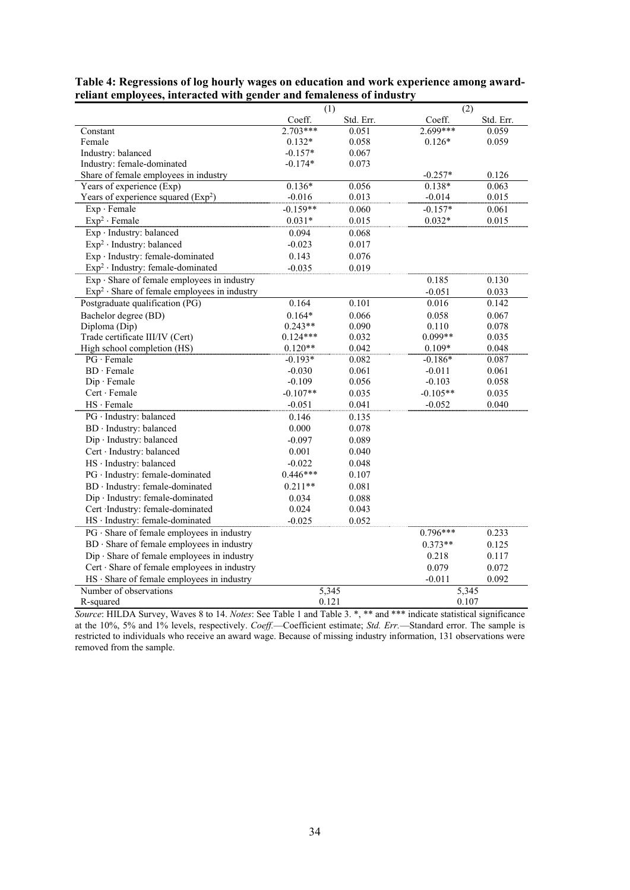**Table 4: Regressions of log hourly wages on education and work experience among award-reliant employees, interacted with gender and femaleness of industry**

| | (1) | | (2) | |
|---|---|---|---|---|
| | Coeff. | Std. Err. | Coeff. | Std. Err. |
| Constant | 2.703*** | 0.051 | 2.699*** | 0.059 |
| Female | 0.132* | 0.058 | 0.126* | 0.059 |
| Industry: balanced | -0.157* | 0.067 | | |
| Industry: female-dominated | -0.174* | 0.073 | | |
| Share of female employees in industry | | | -0.257* | 0.126 |
| Years of experience (Exp) | 0.136* | 0.056 | 0.138* | 0.063 |
| Years of experience squared ($Exp^2$) | -0.016 | 0.013 | -0.014 | 0.015 |
| Exp · Female | -0.159** | 0.060 | -0.157* | 0.061 |
| $Exp^2$ · Female | 0.031* | 0.015 | 0.032* | 0.015 |
| Exp · Industry: balanced | 0.094 | 0.068 | | |
| $Exp^2$ · Industry: balanced | -0.023 | 0.017 | | |
| Exp · Industry: female-dominated | 0.143 | 0.076 | | |
| $Exp^2$ · Industry: female-dominated | -0.035 | 0.019 | | |
| Exp · Share of female employees in industry | | | 0.185 | 0.130 |
| $Exp^2$ · Share of female employees in industry | | | -0.051 | 0.033 |
| Postgraduate qualification (PG) | 0.164 | 0.101 | 0.016 | 0.142 |
| Bachelor degree (BD) | 0.164* | 0.066 | 0.058 | 0.067 |
| Diploma (Dip) | 0.243** | 0.090 | 0.110 | 0.078 |
| Trade certificate III/IV (Cert) | 0.124*** | 0.032 | 0.099** | 0.035 |
| High school completion (HS) | 0.120** | 0.042 | 0.109* | 0.048 |
| PG · Female | -0.193* | 0.082 | -0.186* | 0.087 |
| BD · Female | -0.030 | 0.061 | -0.011 | 0.061 |
| Dip · Female | -0.109 | 0.056 | -0.103 | 0.058 |
| Cert · Female | -0.107** | 0.035 | -0.105** | 0.035 |
| HS · Female | -0.051 | 0.041 | -0.052 | 0.040 |
| PG · Industry: balanced | 0.146 | 0.135 | | |
| BD · Industry: balanced | 0.000 | 0.078 | | |
| Dip · Industry: balanced | -0.097 | 0.089 | | |
| Cert · Industry: balanced | 0.001 | 0.040 | | |
| HS · Industry: balanced | -0.022 | 0.048 | | |
| PG · Industry: female-dominated | 0.446*** | 0.107 | | |
| BD · Industry: female-dominated | 0.211** | 0.081 | | |
| Dip · Industry: female-dominated | 0.034 | 0.088 | | |
| Cert ·Industry: female-dominated | 0.024 | 0.043 | | |
| HS · Industry: female-dominated | -0.025 | 0.052 | | |
| PG · Share of female employees in industry | | | 0.796*** | 0.233 |
| BD · Share of female employees in industry | | | 0.373** | 0.125 |
| Dip · Share of female employees in industry | | | 0.218 | 0.117 |
| Cert · Share of female employees in industry | | | 0.079 | 0.072 |
| HS · Share of female employees in industry | | | -0.011 | 0.092 |
| Number of observations | 5,345 | | 5,345 | |
| R-squared | 0.121 | | 0.107 | |

*Source*: HILDA Survey, Waves 8 to 14. *Notes*: See Table 1 and Table 3. *, ** and *** indicate statistical significance at the 10%, 5% and 1% levels, respectively. *Coeff.*—Coefficient estimate; *Std. Err.*—Standard error. The sample is restricted to individuals who receive an award wage. Because of missing industry information, 131 observations were removed from the sample.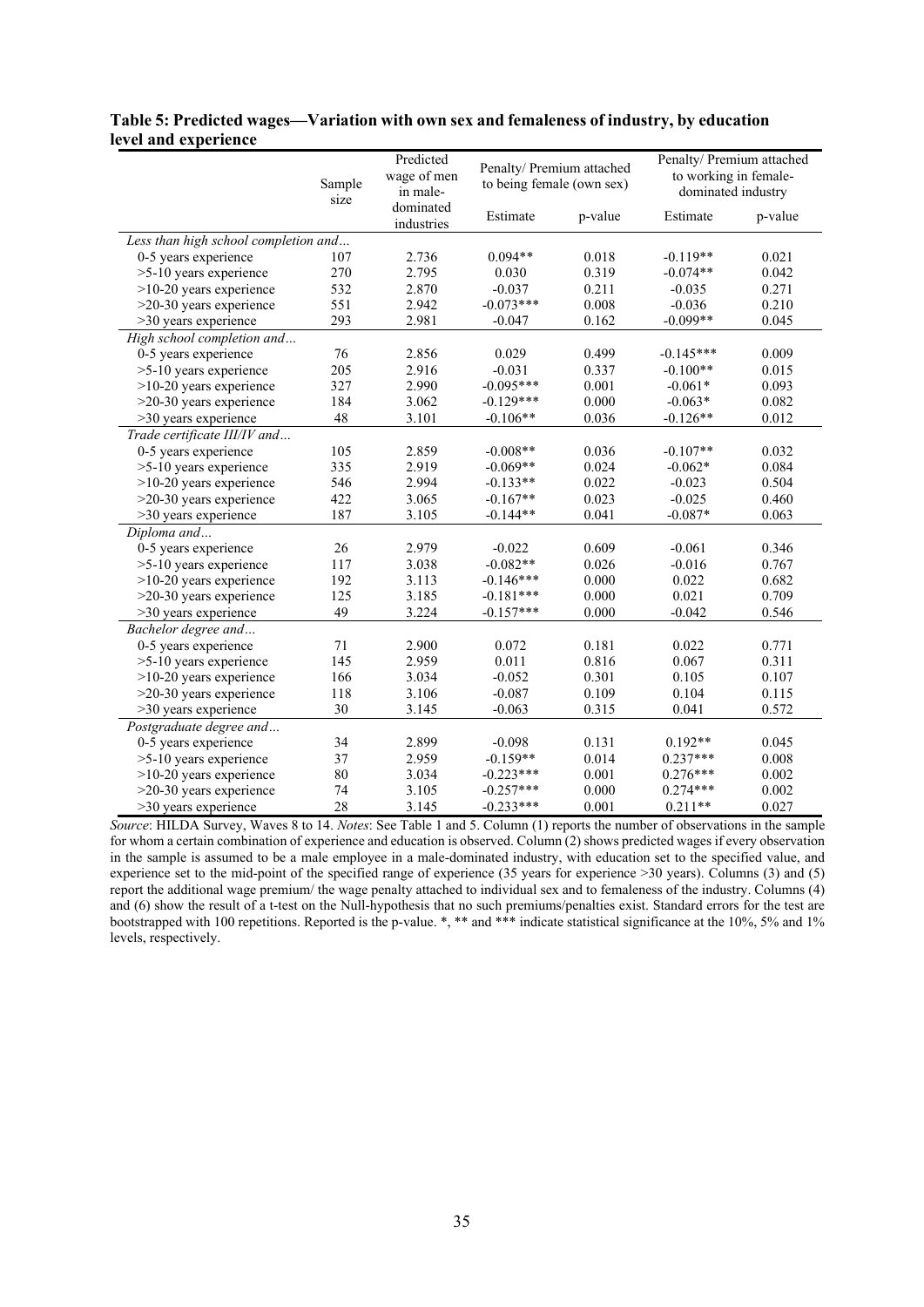**Table 5: Predicted wages—Variation with own sex and femaleness of industry, by education level and experience**

| | Sample size | Predicted wage of men in male-dominated industries | Penalty/ Premium attached to being female (own sex) | | Penalty/ Premium attached to working in female-dominated industry | |
|---|---|---|---|---|---|---|
| | | | Estimate | p-value | Estimate | p-value |
| *Less than high school completion and…* | | | | | | |
| 0-5 years experience | 107 | 2.736 | 0.094** | 0.018 | -0.119** | 0.021 |
| >5-10 years experience | 270 | 2.795 | 0.030 | 0.319 | -0.074** | 0.042 |
| >10-20 years experience | 532 | 2.870 | -0.037 | 0.211 | -0.035 | 0.271 |
| >20-30 years experience | 551 | 2.942 | -0.073*** | 0.008 | -0.036 | 0.210 |
| >30 years experience | 293 | 2.981 | -0.047 | 0.162 | -0.099** | 0.045 |
| *High school completion and…* | | | | | | |
| 0-5 years experience | 76 | 2.856 | 0.029 | 0.499 | -0.145*** | 0.009 |
| >5-10 years experience | 205 | 2.916 | -0.031 | 0.337 | -0.100** | 0.015 |
| >10-20 years experience | 327 | 2.990 | -0.095*** | 0.001 | -0.061* | 0.093 |
| >20-30 years experience | 184 | 3.062 | -0.129*** | 0.000 | -0.063* | 0.082 |
| >30 years experience | 48 | 3.101 | -0.106** | 0.036 | -0.126** | 0.012 |
| *Trade certificate III/IV and…* | | | | | | |
| 0-5 years experience | 105 | 2.859 | -0.008** | 0.036 | -0.107** | 0.032 |
| >5-10 years experience | 335 | 2.919 | -0.069** | 0.024 | -0.062* | 0.084 |
| >10-20 years experience | 546 | 2.994 | -0.133** | 0.022 | -0.023 | 0.504 |
| >20-30 years experience | 422 | 3.065 | -0.167** | 0.023 | -0.025 | 0.460 |
| >30 years experience | 187 | 3.105 | -0.144** | 0.041 | -0.087* | 0.063 |
| *Diploma and…* | | | | | | |
| 0-5 years experience | 26 | 2.979 | -0.022 | 0.609 | -0.061 | 0.346 |
| >5-10 years experience | 117 | 3.038 | -0.082** | 0.026 | -0.016 | 0.767 |
| >10-20 years experience | 192 | 3.113 | -0.146*** | 0.000 | 0.022 | 0.682 |
| >20-30 years experience | 125 | 3.185 | -0.181*** | 0.000 | 0.021 | 0.709 |
| >30 years experience | 49 | 3.224 | -0.157*** | 0.000 | -0.042 | 0.546 |
| *Bachelor degree and…* | | | | | | |
| 0-5 years experience | 71 | 2.900 | 0.072 | 0.181 | 0.022 | 0.771 |
| >5-10 years experience | 145 | 2.959 | 0.011 | 0.816 | 0.067 | 0.311 |
| >10-20 years experience | 166 | 3.034 | -0.052 | 0.301 | 0.105 | 0.107 |
| >20-30 years experience | 118 | 3.106 | -0.087 | 0.109 | 0.104 | 0.115 |
| >30 years experience | 30 | 3.145 | -0.063 | 0.315 | 0.041 | 0.572 |
| *Postgraduate degree and…* | | | | | | |
| 0-5 years experience | 34 | 2.899 | -0.098 | 0.131 | 0.192** | 0.045 |
| >5-10 years experience | 37 | 2.959 | -0.159** | 0.014 | 0.237*** | 0.008 |
| >10-20 years experience | 80 | 3.034 | -0.223*** | 0.001 | 0.276*** | 0.002 |
| >20-30 years experience | 74 | 3.105 | -0.257*** | 0.000 | 0.274*** | 0.002 |
| >30 years experience | 28 | 3.145 | -0.233*** | 0.001 | 0.211** | 0.027 |

*Source*: HILDA Survey, Waves 8 to 14. *Notes*: See Table 1 and 5. Column (1) reports the number of observations in the sample for whom a certain combination of experience and education is observed. Column (2) shows predicted wages if every observation in the sample is assumed to be a male employee in a male-dominated industry, with education set to the specified value, and experience set to the mid-point of the specified range of experience (35 years for experience >30 years). Columns (3) and (5) report the additional wage premium/ the wage penalty attached to individual sex and to femaleness of the industry. Columns (4) and (6) show the result of a t-test on the Null-hypothesis that no such premiums/penalties exist. Standard errors for the test are bootstrapped with 100 repetitions. Reported is the p-value. *, ** and *** indicate statistical significance at the 10%, 5% and 1% levels, respectively.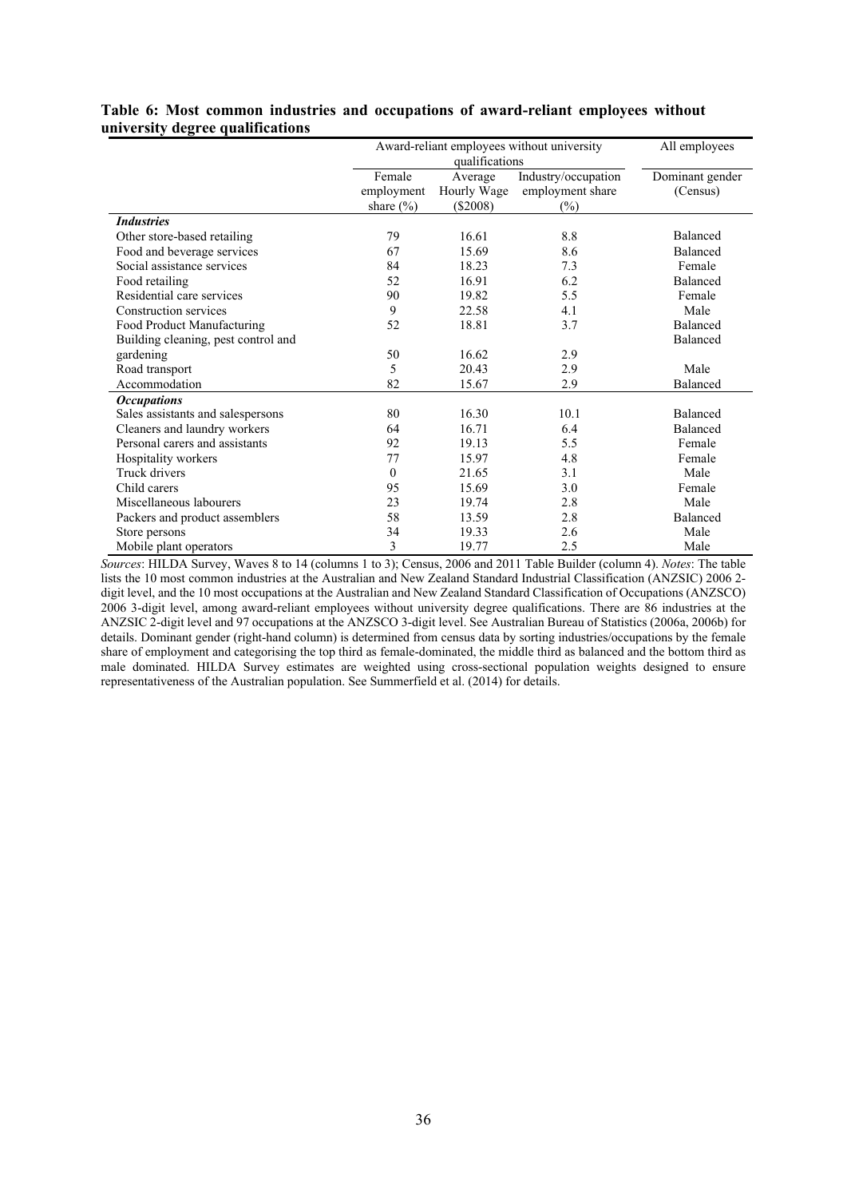**Table 6: Most common industries and occupations of award-reliant employees without university degree qualifications**

| | Award-reliant employees without university qualifications | | | All employees |
|---|---|---|---|---|
| | Female employment share (%) | Average Hourly Wage ($2008) | Industry/occupation employment share (%) | Dominant gender (Census) |
| ***Industries*** | | | | |
| Other store-based retailing | 79 | 16.61 | 8.8 | Balanced |
| Food and beverage services | 67 | 15.69 | 8.6 | Balanced |
| Social assistance services | 84 | 18.23 | 7.3 | Female |
| Food retailing | 52 | 16.91 | 6.2 | Balanced |
| Residential care services | 90 | 19.82 | 5.5 | Female |
| Construction services | 9 | 22.58 | 4.1 | Male |
| Food Product Manufacturing | 52 | 18.81 | 3.7 | Balanced |
| Building cleaning, pest control and gardening | 50 | 16.62 | 2.9 | Balanced |
| Road transport | 5 | 20.43 | 2.9 | Male |
| Accommodation | 82 | 15.67 | 2.9 | Balanced |
| ***Occupations*** | | | | |
| Sales assistants and salespersons | 80 | 16.30 | 10.1 | Balanced |
| Cleaners and laundry workers | 64 | 16.71 | 6.4 | Balanced |
| Personal carers and assistants | 92 | 19.13 | 5.5 | Female |
| Hospitality workers | 77 | 15.97 | 4.8 | Female |
| Truck drivers | 0 | 21.65 | 3.1 | Male |
| Child carers | 95 | 15.69 | 3.0 | Female |
| Miscellaneous labourers | 23 | 19.74 | 2.8 | Male |
| Packers and product assemblers | 58 | 13.59 | 2.8 | Balanced |
| Store persons | 34 | 19.33 | 2.6 | Male |
| Mobile plant operators | 3 | 19.77 | 2.5 | Male |

*Sources*: HILDA Survey, Waves 8 to 14 (columns 1 to 3); Census, 2006 and 2011 Table Builder (column 4). *Notes*: The table lists the 10 most common industries at the Australian and New Zealand Standard Industrial Classification (ANZSIC) 2006 2-digit level, and the 10 most occupations at the Australian and New Zealand Standard Classification of Occupations (ANZSCO) 2006 3-digit level, among award-reliant employees without university degree qualifications. There are 86 industries at the ANZSIC 2-digit level and 97 occupations at the ANZSCO 3-digit level. See Australian Bureau of Statistics (2006a, 2006b) for details. Dominant gender (right-hand column) is determined from census data by sorting industries/occupations by the female share of employment and categorising the top third as female-dominated, the middle third as balanced and the bottom third as male dominated. HILDA Survey estimates are weighted using cross-sectional population weights designed to ensure representativeness of the Australian population. See Summerfield et al. (2014) for details.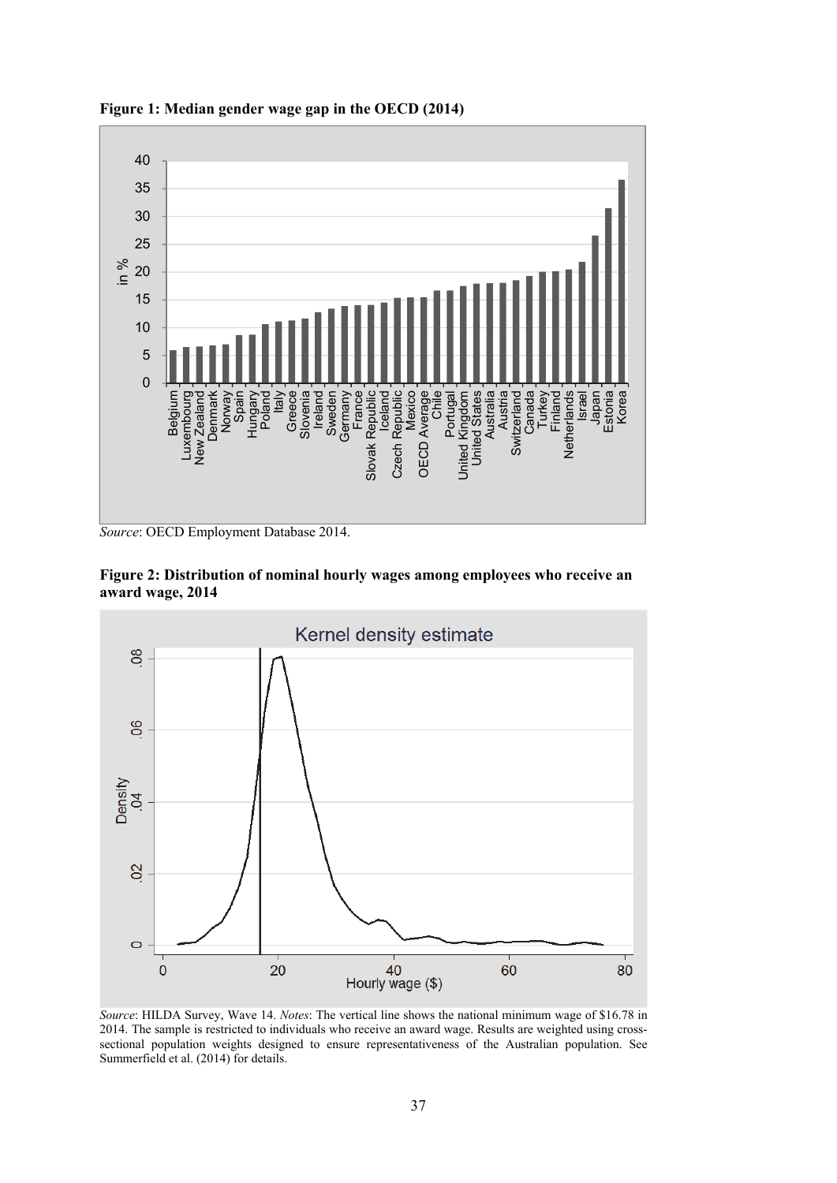**Figure 1: Median gender wage gap in the OECD (2014)**

*Source*: OECD Employment Database 2014.

**Figure 2: Distribution of nominal hourly wages among employees who receive an award wage, 2014**

*Source*: HILDA Survey, Wave 14. *Notes*: The vertical line shows the national minimum wage of $16.78 in 2014. The sample is restricted to individuals who receive an award wage. Results are weighted using cross-sectional population weights designed to ensure representativeness of the Australian population. See Summerfield et al. (2014) for details.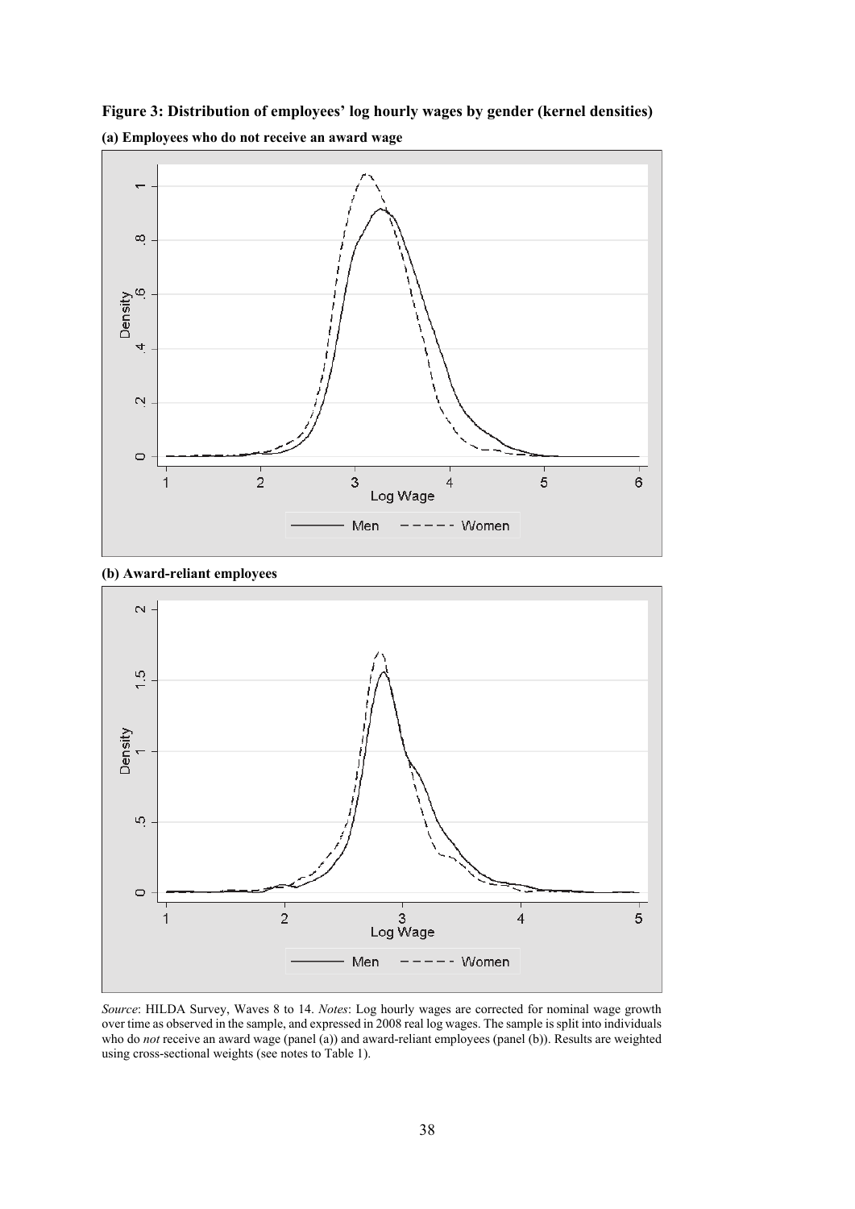**Figure 3: Distribution of employees' log hourly wages by gender (kernel densities)**

**(a) Employees who do not receive an award wage**

**(b) Award-reliant employees**

*Source*: HILDA Survey, Waves 8 to 14. *Notes*: Log hourly wages are corrected for nominal wage growth over time as observed in the sample, and expressed in 2008 real log wages. The sample is split into individuals who do *not* receive an award wage (panel (a)) and award-reliant employees (panel (b)). Results are weighted using cross-sectional weights (see notes to Table 1).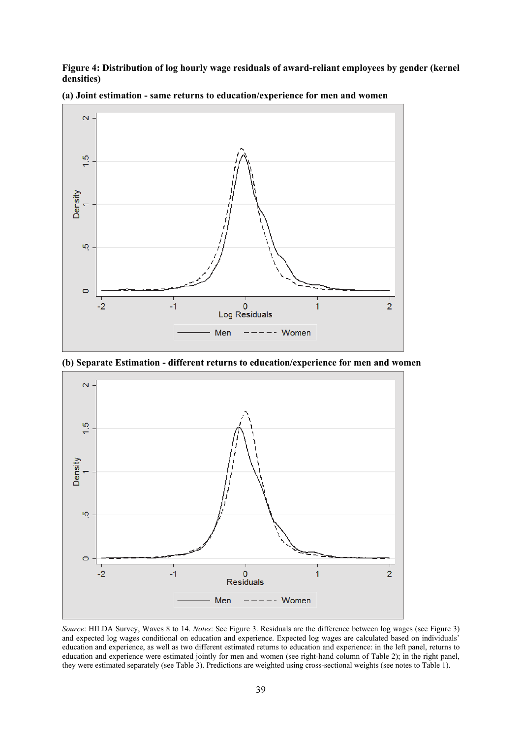**Figure 4: Distribution of log hourly wage residuals of award-reliant employees by gender (kernel densities)**

**(a) Joint estimation - same returns to education/experience for men and women**

**(b) Separate Estimation - different returns to education/experience for men and women**

*Source*: HILDA Survey, Waves 8 to 14. *Notes*: See Figure 3. Residuals are the difference between log wages (see Figure 3) and expected log wages conditional on education and experience. Expected log wages are calculated based on individuals' education and experience, as well as two different estimated returns to education and experience: in the left panel, returns to education and experience were estimated jointly for men and women (see right-hand column of Table 2); in the right panel, they were estimated separately (see Table 3). Predictions are weighted using cross-sectional weights (see notes to Table 1).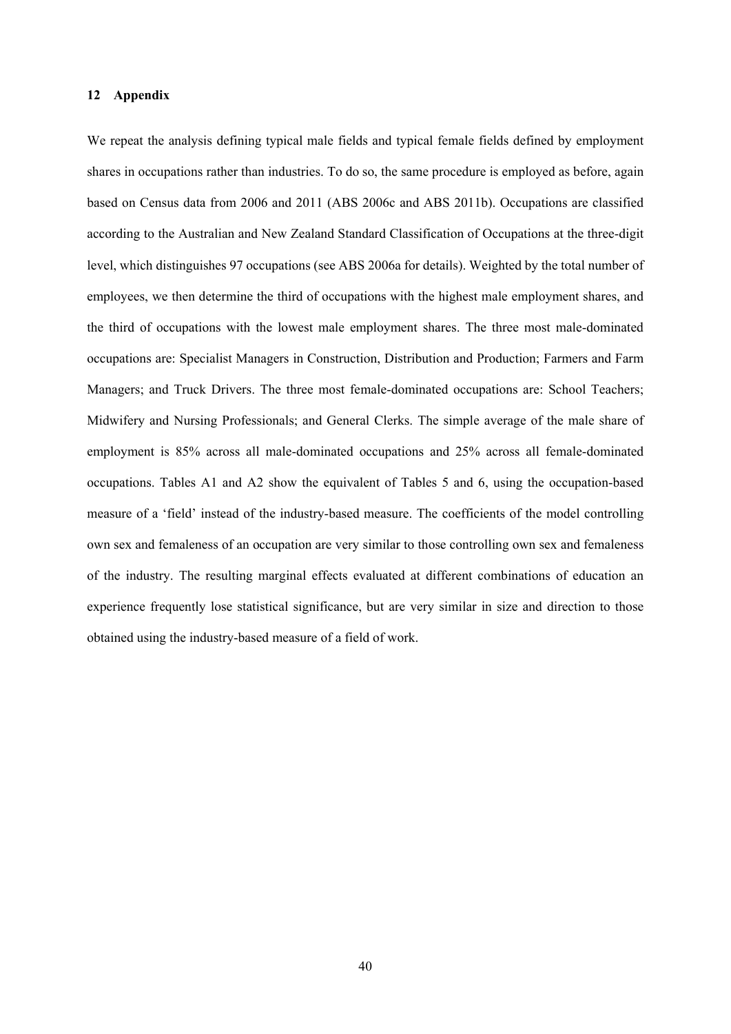## 12 Appendix

We repeat the analysis defining typical male fields and typical female fields defined by employment shares in occupations rather than industries. To do so, the same procedure is employed as before, again based on Census data from 2006 and 2011 (ABS 2006c and ABS 2011b). Occupations are classified according to the Australian and New Zealand Standard Classification of Occupations at the three-digit level, which distinguishes 97 occupations (see ABS 2006a for details). Weighted by the total number of employees, we then determine the third of occupations with the highest male employment shares, and the third of occupations with the lowest male employment shares. The three most male-dominated occupations are: Specialist Managers in Construction, Distribution and Production; Farmers and Farm Managers; and Truck Drivers. The three most female-dominated occupations are: School Teachers; Midwifery and Nursing Professionals; and General Clerks. The simple average of the male share of employment is 85% across all male-dominated occupations and 25% across all female-dominated occupations. Tables A1 and A2 show the equivalent of Tables 5 and 6, using the occupation-based measure of a 'field' instead of the industry-based measure. The coefficients of the model controlling own sex and femaleness of an occupation are very similar to those controlling own sex and femaleness of the industry. The resulting marginal effects evaluated at different combinations of education an experience frequently lose statistical significance, but are very similar in size and direction to those obtained using the industry-based measure of a field of work.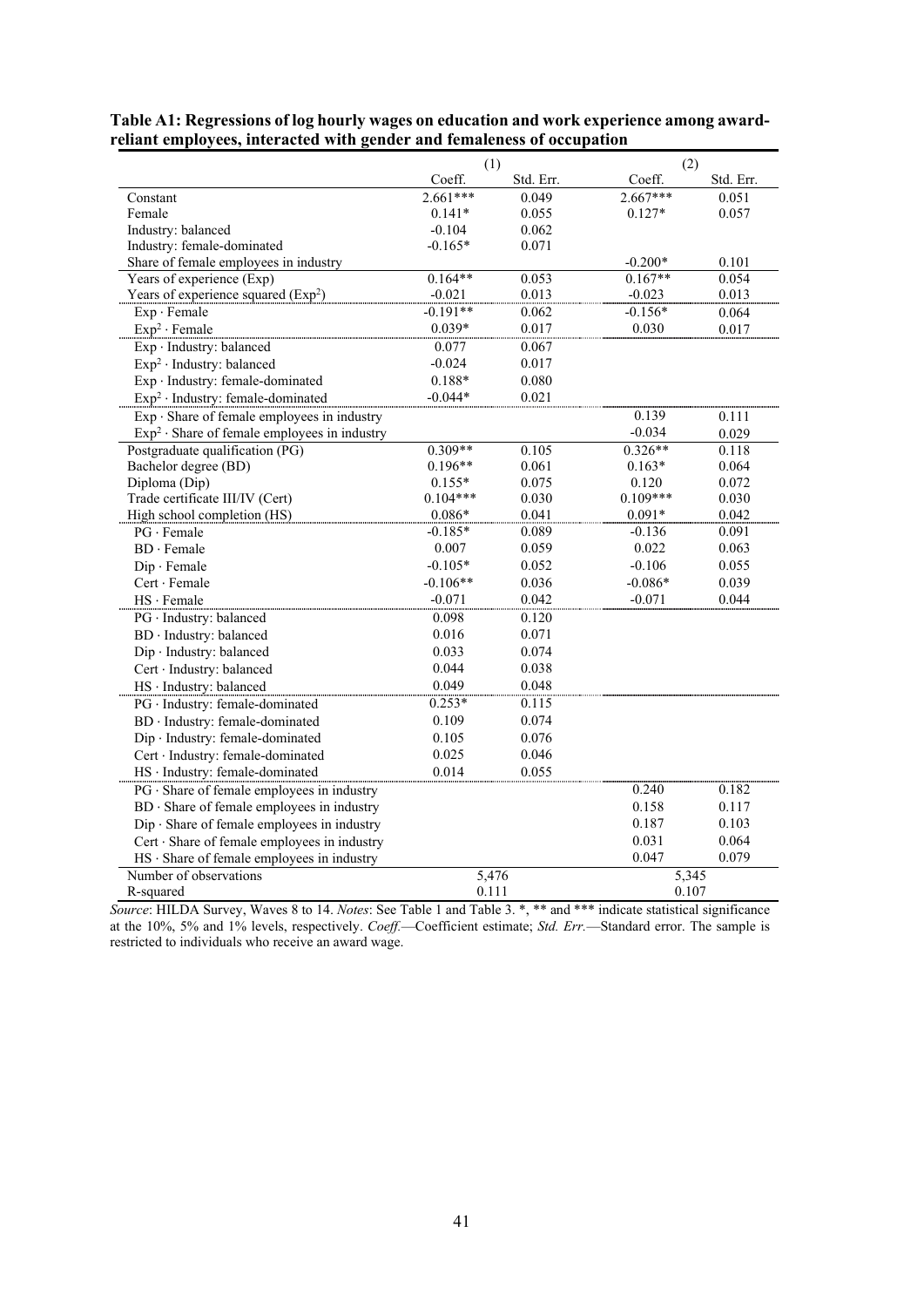**Table A1: Regressions of log hourly wages on education and work experience among award-reliant employees, interacted with gender and femaleness of occupation**

| | (1) | | (2) | |
|---|---|---|---|---|
| | Coeff. | Std. Err. | Coeff. | Std. Err. |
| Constant | 2.661*** | 0.049 | 2.667*** | 0.051 |
| Female | 0.141* | 0.055 | 0.127* | 0.057 |
| Industry: balanced | -0.104 | 0.062 | | |
| Industry: female-dominated | -0.165* | 0.071 | | |
| Share of female employees in industry | | | -0.200* | 0.101 |
| Years of experience (Exp) | 0.164** | 0.053 | 0.167** | 0.054 |
| Years of experience squared ($Exp^2$) | -0.021 | 0.013 | -0.023 | 0.013 |
| Exp · Female | -0.191** | 0.062 | -0.156* | 0.064 |
| $Exp^2$ · Female | 0.039* | 0.017 | 0.030 | 0.017 |
| Exp · Industry: balanced | 0.077 | 0.067 | | |
| $Exp^2$ · Industry: balanced | -0.024 | 0.017 | | |
| Exp · Industry: female-dominated | 0.188* | 0.080 | | |
| $Exp^2$ · Industry: female-dominated | -0.044* | 0.021 | | |
| Exp · Share of female employees in industry | | | 0.139 | 0.111 |
| $Exp^2$ · Share of female employees in industry | | | -0.034 | 0.029 |
| Postgraduate qualification (PG) | 0.309** | 0.105 | 0.326** | 0.118 |
| Bachelor degree (BD) | 0.196** | 0.061 | 0.163* | 0.064 |
| Diploma (Dip) | 0.155* | 0.075 | 0.120 | 0.072 |
| Trade certificate III/IV (Cert) | 0.104*** | 0.030 | 0.109*** | 0.030 |
| High school completion (HS) | 0.086* | 0.041 | 0.091* | 0.042 |
| PG · Female | -0.185* | 0.089 | -0.136 | 0.091 |
| BD · Female | 0.007 | 0.059 | 0.022 | 0.063 |
| Dip · Female | -0.105* | 0.052 | -0.106 | 0.055 |
| Cert · Female | -0.106** | 0.036 | -0.086* | 0.039 |
| HS · Female | -0.071 | 0.042 | -0.071 | 0.044 |
| PG · Industry: balanced | 0.098 | 0.120 | | |
| BD · Industry: balanced | 0.016 | 0.071 | | |
| Dip · Industry: balanced | 0.033 | 0.074 | | |
| Cert · Industry: balanced | 0.044 | 0.038 | | |
| HS · Industry: balanced | 0.049 | 0.048 | | |
| PG · Industry: female-dominated | 0.253* | 0.115 | | |
| BD · Industry: female-dominated | 0.109 | 0.074 | | |
| Dip · Industry: female-dominated | 0.105 | 0.076 | | |
| Cert · Industry: female-dominated | 0.025 | 0.046 | | |
| HS · Industry: female-dominated | 0.014 | 0.055 | | |
| PG · Share of female employees in industry | | | 0.240 | 0.182 |
| BD · Share of female employees in industry | | | 0.158 | 0.117 |
| Dip · Share of female employees in industry | | | 0.187 | 0.103 |
| Cert · Share of female employees in industry | | | 0.031 | 0.064 |
| HS · Share of female employees in industry | | | 0.047 | 0.079 |
| Number of observations | 5,476 | | 5,345 | |
| R-squared | 0.111 | | 0.107 | |

*Source*: HILDA Survey, Waves 8 to 14. *Notes*: See Table 1 and Table 3. *, ** and *** indicate statistical significance at the 10%, 5% and 1% levels, respectively. *Coeff.*—Coefficient estimate; *Std. Err.*—Standard error. The sample is restricted to individuals who receive an award wage.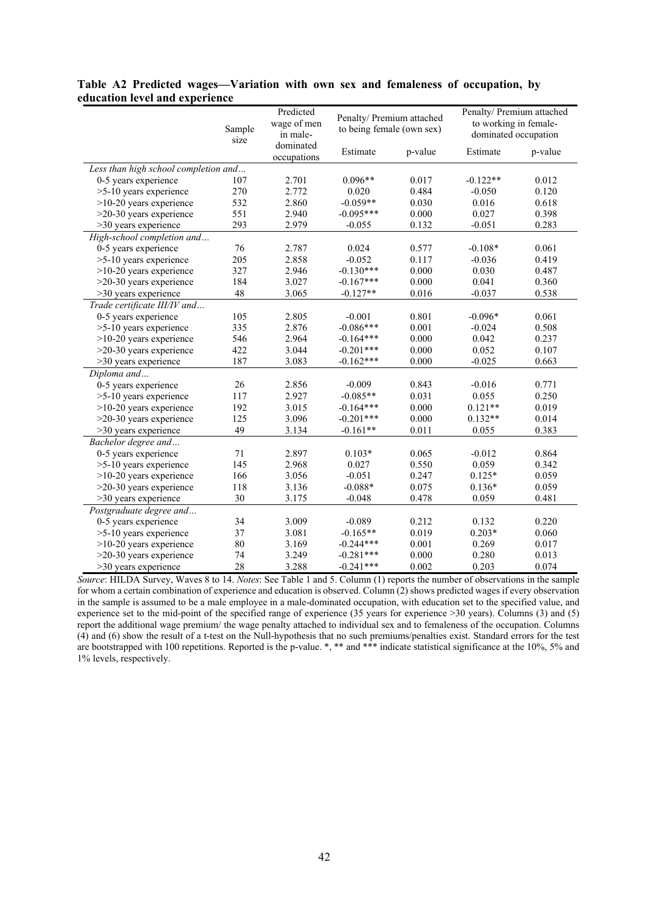**Table A2 Predicted wages—Variation with own sex and femaleness of occupation, by education level and experience**

| | Sample size | Predicted wage of men in male-dominated occupations | Penalty/ Premium attached to being female (own sex) | | Penalty/ Premium attached to working in female-dominated occupation | |
|---|---|---|---|---|---|---|
| | | | Estimate | p-value | Estimate | p-value |
| *Less than high school completion and…* | | | | | | |
| 0-5 years experience | 107 | 2.701 | 0.096** | 0.017 | -0.122** | 0.012 |
| >5-10 years experience | 270 | 2.772 | 0.020 | 0.484 | -0.050 | 0.120 |
| >10-20 years experience | 532 | 2.860 | -0.059** | 0.030 | 0.016 | 0.618 |
| >20-30 years experience | 551 | 2.940 | -0.095*** | 0.000 | 0.027 | 0.398 |
| >30 years experience | 293 | 2.979 | -0.055 | 0.132 | -0.051 | 0.283 |
| *High-school completion and…* | | | | | | |
| 0-5 years experience | 76 | 2.787 | 0.024 | 0.577 | -0.108* | 0.061 |
| >5-10 years experience | 205 | 2.858 | -0.052 | 0.117 | -0.036 | 0.419 |
| >10-20 years experience | 327 | 2.946 | -0.130*** | 0.000 | 0.030 | 0.487 |
| >20-30 years experience | 184 | 3.027 | -0.167*** | 0.000 | 0.041 | 0.360 |
| >30 years experience | 48 | 3.065 | -0.127** | 0.016 | -0.037 | 0.538 |
| *Trade certificate III/IV and…* | | | | | | |
| 0-5 years experience | 105 | 2.805 | -0.001 | 0.801 | -0.096* | 0.061 |
| >5-10 years experience | 335 | 2.876 | -0.086*** | 0.001 | -0.024 | 0.508 |
| >10-20 years experience | 546 | 2.964 | -0.164*** | 0.000 | 0.042 | 0.237 |
| >20-30 years experience | 422 | 3.044 | -0.201*** | 0.000 | 0.052 | 0.107 |
| >30 years experience | 187 | 3.083 | -0.162*** | 0.000 | -0.025 | 0.663 |
| *Diploma and…* | | | | | | |
| 0-5 years experience | 26 | 2.856 | -0.009 | 0.843 | -0.016 | 0.771 |
| >5-10 years experience | 117 | 2.927 | -0.085** | 0.031 | 0.055 | 0.250 |
| >10-20 years experience | 192 | 3.015 | -0.164*** | 0.000 | 0.121** | 0.019 |
| >20-30 years experience | 125 | 3.096 | -0.201*** | 0.000 | 0.132** | 0.014 |
| >30 years experience | 49 | 3.134 | -0.161** | 0.011 | 0.055 | 0.383 |
| *Bachelor degree and…* | | | | | | |
| 0-5 years experience | 71 | 2.897 | 0.103* | 0.065 | -0.012 | 0.864 |
| >5-10 years experience | 145 | 2.968 | 0.027 | 0.550 | 0.059 | 0.342 |
| >10-20 years experience | 166 | 3.056 | -0.051 | 0.247 | 0.125* | 0.059 |
| >20-30 years experience | 118 | 3.136 | -0.088* | 0.075 | 0.136* | 0.059 |
| >30 years experience | 30 | 3.175 | -0.048 | 0.478 | 0.059 | 0.481 |
| *Postgraduate degree and…* | | | | | | |
| 0-5 years experience | 34 | 3.009 | -0.089 | 0.212 | 0.132 | 0.220 |
| >5-10 years experience | 37 | 3.081 | -0.165** | 0.019 | 0.203* | 0.060 |
| >10-20 years experience | 80 | 3.169 | -0.244*** | 0.001 | 0.269 | 0.017 |
| >20-30 years experience | 74 | 3.249 | -0.281*** | 0.000 | 0.280 | 0.013 |
| >30 years experience | 28 | 3.288 | -0.241*** | 0.002 | 0.203 | 0.074 |

*Source*: HILDA Survey, Waves 8 to 14. *Notes*: See Table 1 and 5. Column (1) reports the number of observations in the sample for whom a certain combination of experience and education is observed. Column (2) shows predicted wages if every observation in the sample is assumed to be a male employee in a male-dominated occupation, with education set to the specified value, and experience set to the mid-point of the specified range of experience (35 years for experience >30 years). Columns (3) and (5) report the additional wage premium/ the wage penalty attached to individual sex and to femaleness of the occupation. Columns (4) and (6) show the result of a t-test on the Null-hypothesis that no such premiums/penalties exist. Standard errors for the test are bootstrapped with 100 repetitions. Reported is the p-value. *, ** and *** indicate statistical significance at the 10%, 5% and 1% levels, respectively.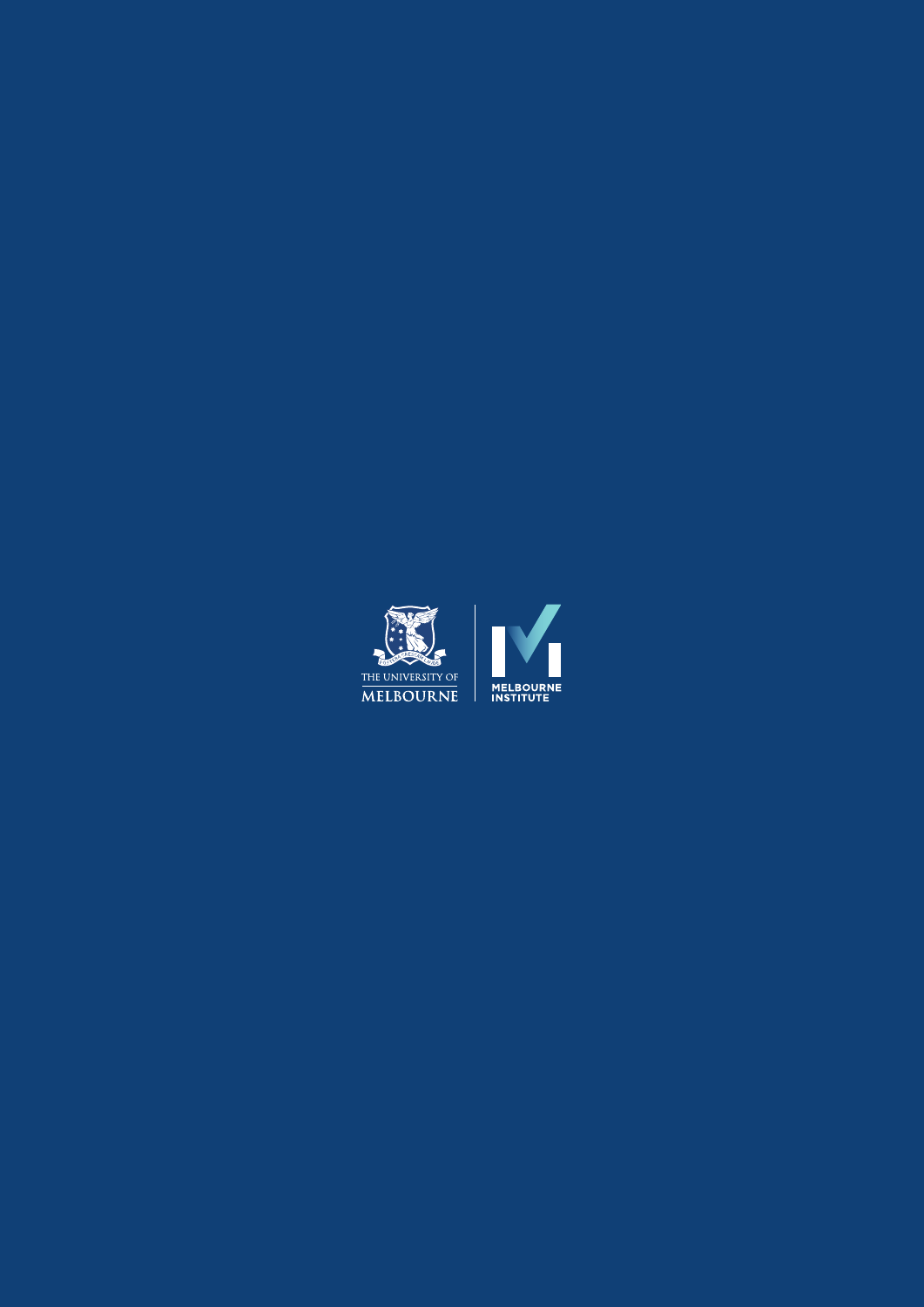THE UNIVERSITY OF MELBOURNE

MELBOURNE INSTITUTE